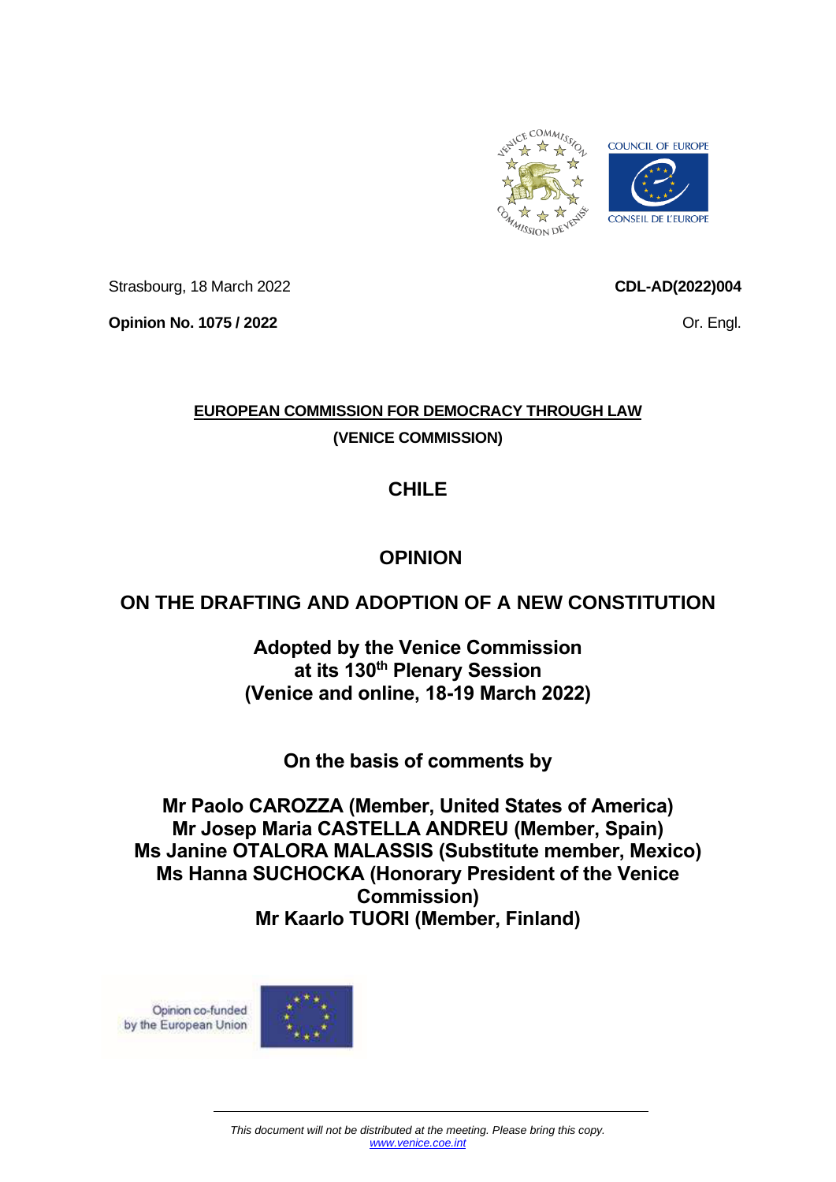Strasbourg, 18 March 2022

**CDL-AD(2022)004**

**Opinion No. 1075 / 2022**

Or. Engl.

**EUROPEAN COMMISSION FOR DEMOCRACY THROUGH LAW**

**(VENICE COMMISSION)**

# CHILE

# OPINION

# ON THE DRAFTING AND ADOPTION OF A NEW CONSTITUTION

**Adopted by the Venice Commission at its 130th Plenary Session (Venice and online, 18-19 March 2022)**

**On the basis of comments by**

**Mr Paolo CAROZZA (Member, United States of America)**
**Mr Josep Maria CASTELLA ANDREU (Member, Spain)**
**Ms Janine OTALORA MALASSIS (Substitute member, Mexico)**
**Ms Hanna SUCHOCKA (Honorary President of the Venice Commission)**
**Mr Kaarlo TUORI (Member, Finland)**

Opinion co-funded by the European Union

*This document will not be distributed at the meeting. Please bring this copy.*
*www.venice.coe.int*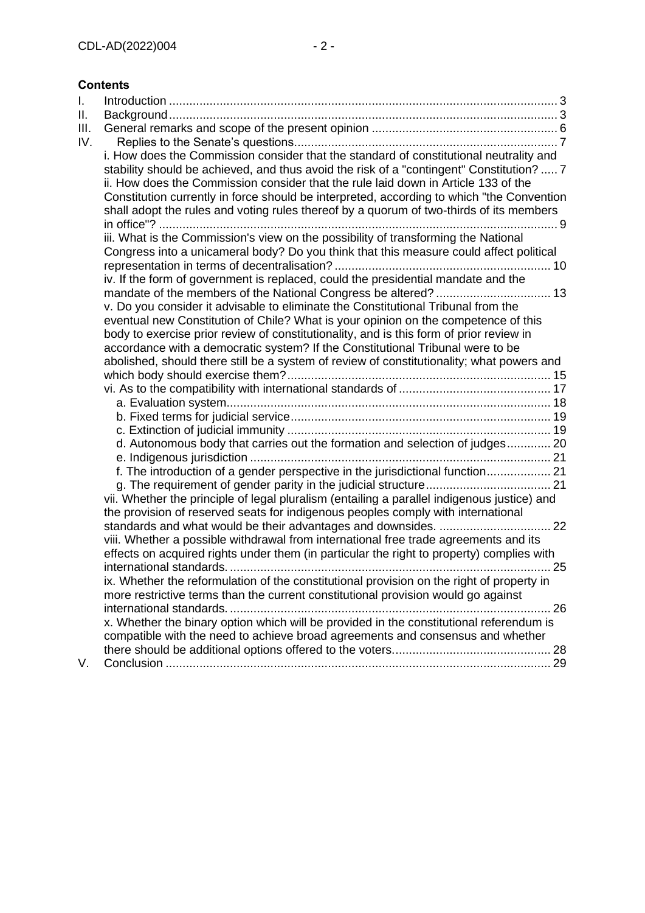**Contents**

I. Introduction ... 3
II. Background ... 3
III. General remarks and scope of the present opinion ... 6
IV. Replies to the Senate's questions ... 7
   i. How does the Commission consider that the standard of constitutional neutrality and stability should be achieved, and thus avoid the risk of a "contingent" Constitution? ... 7
   ii. How does the Commission consider that the rule laid down in Article 133 of the Constitution currently in force should be interpreted, according to which "the Convention shall adopt the rules and voting rules thereof by a quorum of two-thirds of its members in office"? ... 9
   iii. What is the Commission's view on the possibility of transforming the National Congress into a unicameral body? Do you think that this measure could affect political representation in terms of decentralisation? ... 10
   iv. If the form of government is replaced, could the presidential mandate and the mandate of the members of the National Congress be altered? ... 13
   v. Do you consider it advisable to eliminate the Constitutional Tribunal from the eventual new Constitution of Chile? What is your opinion on the competence of this body to exercise prior review of constitutionality, and is this form of prior review in accordance with a democratic system? If the Constitutional Tribunal were to be abolished, should there still be a system of review of constitutionality; what powers and which body should exercise them? ... 15
   vi. As to the compatibility with international standards of ... 17
      a. Evaluation system ... 18
      b. Fixed terms for judicial service ... 19
      c. Extinction of judicial immunity ... 19
      d. Autonomous body that carries out the formation and selection of judges ... 20
      e. Indigenous jurisdiction ... 21
      f. The introduction of a gender perspective in the jurisdictional function ... 21
      g. The requirement of gender parity in the judicial structure ... 21
   vii. Whether the principle of legal pluralism (entailing a parallel indigenous justice) and the provision of reserved seats for indigenous peoples comply with international standards and what would be their advantages and downsides. ... 22
   viii. Whether a possible withdrawal from international free trade agreements and its effects on acquired rights under them (in particular the right to property) complies with international standards. ... 25
   ix. Whether the reformulation of the constitutional provision on the right of property in more restrictive terms than the current constitutional provision would go against international standards. ... 26
   x. Whether the binary option which will be provided in the constitutional referendum is compatible with the need to achieve broad agreements and consensus and whether there should be additional options offered to the voters. ... 28
V. Conclusion ... 29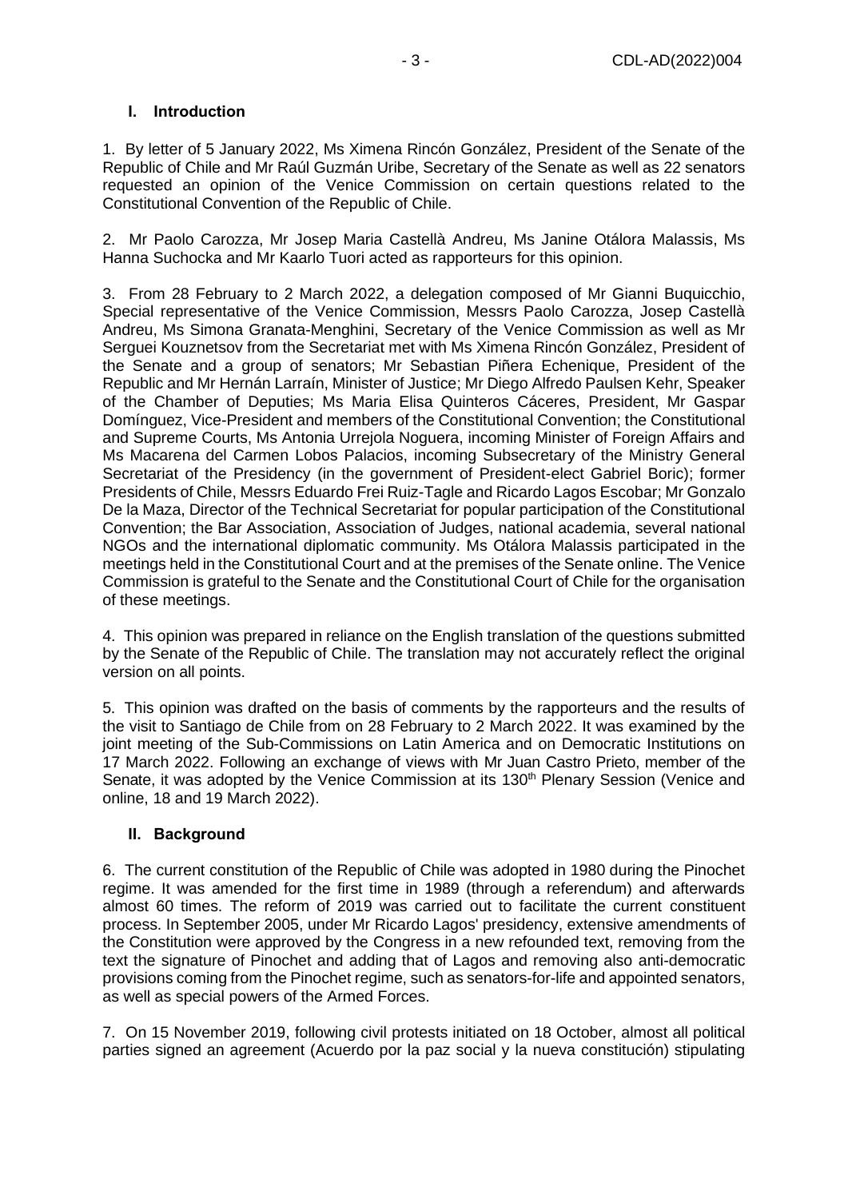## I. Introduction

1. By letter of 5 January 2022, Ms Ximena Rincón González, President of the Senate of the Republic of Chile and Mr Raúl Guzmán Uribe, Secretary of the Senate as well as 22 senators requested an opinion of the Venice Commission on certain questions related to the Constitutional Convention of the Republic of Chile.

2. Mr Paolo Carozza, Mr Josep Maria Castellà Andreu, Ms Janine Otálora Malassis, Ms Hanna Suchocka and Mr Kaarlo Tuori acted as rapporteurs for this opinion.

3. From 28 February to 2 March 2022, a delegation composed of Mr Gianni Buquicchio, Special representative of the Venice Commission, Messrs Paolo Carozza, Josep Castellà Andreu, Ms Simona Granata-Menghini, Secretary of the Venice Commission as well as Mr Serguei Kouznetsov from the Secretariat met with Ms Ximena Rincón González, President of the Senate and a group of senators; Mr Sebastian Piñera Echenique, President of the Republic and Mr Hernán Larraín, Minister of Justice; Mr Diego Alfredo Paulsen Kehr, Speaker of the Chamber of Deputies; Ms Maria Elisa Quinteros Cáceres, President, Mr Gaspar Domínguez, Vice-President and members of the Constitutional Convention; the Constitutional and Supreme Courts, Ms Antonia Urrejola Noguera, incoming Minister of Foreign Affairs and Ms Macarena del Carmen Lobos Palacios, incoming Subsecretary of the Ministry General Secretariat of the Presidency (in the government of President-elect Gabriel Boric); former Presidents of Chile, Messrs Eduardo Frei Ruiz-Tagle and Ricardo Lagos Escobar; Mr Gonzalo De la Maza, Director of the Technical Secretariat for popular participation of the Constitutional Convention; the Bar Association, Association of Judges, national academia, several national NGOs and the international diplomatic community. Ms Otálora Malassis participated in the meetings held in the Constitutional Court and at the premises of the Senate online. The Venice Commission is grateful to the Senate and the Constitutional Court of Chile for the organisation of these meetings.

4. This opinion was prepared in reliance on the English translation of the questions submitted by the Senate of the Republic of Chile. The translation may not accurately reflect the original version on all points.

5. This opinion was drafted on the basis of comments by the rapporteurs and the results of the visit to Santiago de Chile from on 28 February to 2 March 2022. It was examined by the joint meeting of the Sub-Commissions on Latin America and on Democratic Institutions on 17 March 2022. Following an exchange of views with Mr Juan Castro Prieto, member of the Senate, it was adopted by the Venice Commission at its 130th Plenary Session (Venice and online, 18 and 19 March 2022).

## II. Background

6. The current constitution of the Republic of Chile was adopted in 1980 during the Pinochet regime. It was amended for the first time in 1989 (through a referendum) and afterwards almost 60 times. The reform of 2019 was carried out to facilitate the current constituent process. In September 2005, under Mr Ricardo Lagos' presidency, extensive amendments of the Constitution were approved by the Congress in a new refounded text, removing from the text the signature of Pinochet and adding that of Lagos and removing also anti-democratic provisions coming from the Pinochet regime, such as senators-for-life and appointed senators, as well as special powers of the Armed Forces.

7. On 15 November 2019, following civil protests initiated on 18 October, almost all political parties signed an agreement (Acuerdo por la paz social y la nueva constitución) stipulating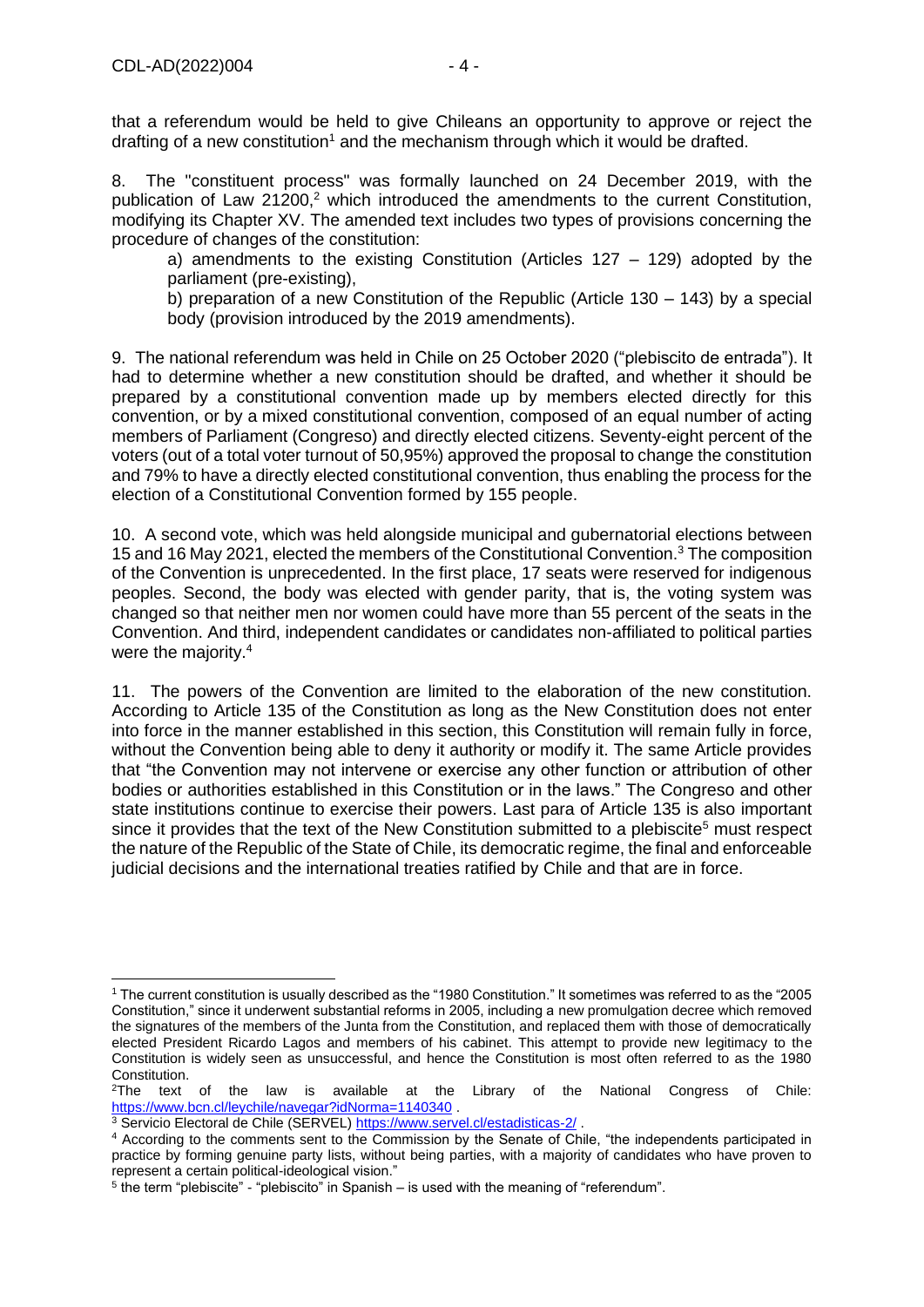that a referendum would be held to give Chileans an opportunity to approve or reject the drafting of a new constitution[1] and the mechanism through which it would be drafted.

8. The "constituent process" was formally launched on 24 December 2019, with the publication of Law 21200,[2] which introduced the amendments to the current Constitution, modifying its Chapter XV. The amended text includes two types of provisions concerning the procedure of changes of the constitution:

a) amendments to the existing Constitution (Articles 127 – 129) adopted by the parliament (pre-existing),

b) preparation of a new Constitution of the Republic (Article 130 – 143) by a special body (provision introduced by the 2019 amendments).

9. The national referendum was held in Chile on 25 October 2020 ("plebiscito de entrada"). It had to determine whether a new constitution should be drafted, and whether it should be prepared by a constitutional convention made up by members elected directly for this convention, or by a mixed constitutional convention, composed of an equal number of acting members of Parliament (Congreso) and directly elected citizens. Seventy-eight percent of the voters (out of a total voter turnout of 50,95%) approved the proposal to change the constitution and 79% to have a directly elected constitutional convention, thus enabling the process for the election of a Constitutional Convention formed by 155 people.

10. A second vote, which was held alongside municipal and gubernatorial elections between 15 and 16 May 2021, elected the members of the Constitutional Convention.[3] The composition of the Convention is unprecedented. In the first place, 17 seats were reserved for indigenous peoples. Second, the body was elected with gender parity, that is, the voting system was changed so that neither men nor women could have more than 55 percent of the seats in the Convention. And third, independent candidates or candidates non-affiliated to political parties were the majority.[4]

11. The powers of the Convention are limited to the elaboration of the new constitution. According to Article 135 of the Constitution as long as the New Constitution does not enter into force in the manner established in this section, this Constitution will remain fully in force, without the Convention being able to deny it authority or modify it. The same Article provides that "the Convention may not intervene or exercise any other function or attribution of other bodies or authorities established in this Constitution or in the laws." The Congreso and other state institutions continue to exercise their powers. Last para of Article 135 is also important since it provides that the text of the New Constitution submitted to a plebiscite[5] must respect the nature of the Republic of the State of Chile, its democratic regime, the final and enforceable judicial decisions and the international treaties ratified by Chile and that are in force.

---

[1] The current constitution is usually described as the "1980 Constitution." It sometimes was referred to as the "2005 Constitution," since it underwent substantial reforms in 2005, including a new promulgation decree which removed the signatures of the members of the Junta from the Constitution, and replaced them with those of democratically elected President Ricardo Lagos and members of his cabinet. This attempt to provide new legitimacy to the Constitution is widely seen as unsuccessful, and hence the Constitution is most often referred to as the 1980 Constitution.

[2] The text of the law is available at the Library of the National Congress of Chile: https://www.bcn.cl/leychile/navegar?idNorma=1140340 .

[3] Servicio Electoral de Chile (SERVEL) https://www.servel.cl/estadisticas-2/ .

[4] According to the comments sent to the Commission by the Senate of Chile, "the independents participated in practice by forming genuine party lists, without being parties, with a majority of candidates who have proven to represent a certain political-ideological vision."

[5] the term "plebiscite" - "plebiscito" in Spanish – is used with the meaning of "referendum".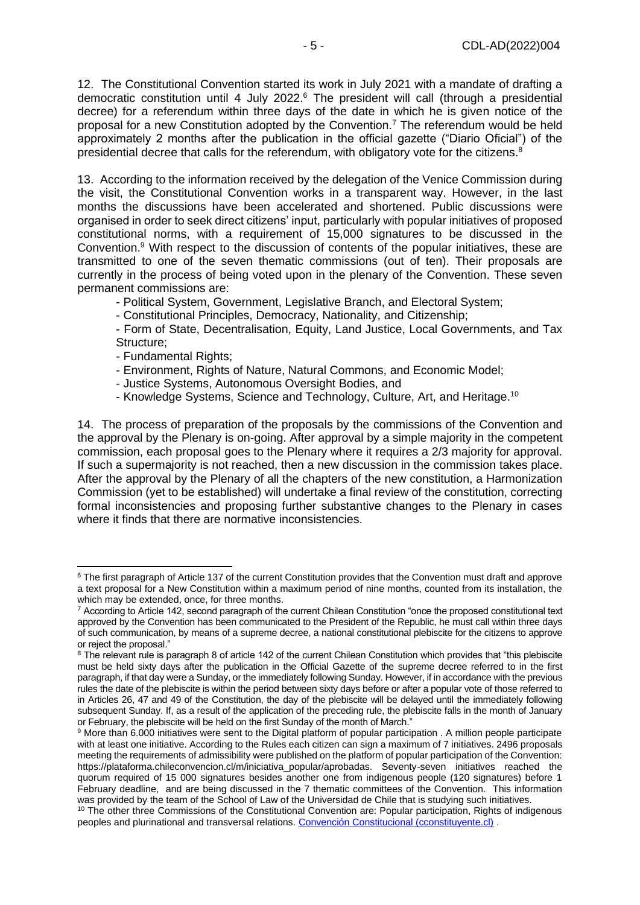12. The Constitutional Convention started its work in July 2021 with a mandate of drafting a democratic constitution until 4 July 2022.[6] The president will call (through a presidential decree) for a referendum within three days of the date in which he is given notice of the proposal for a new Constitution adopted by the Convention.[7] The referendum would be held approximately 2 months after the publication in the official gazette ("Diario Oficial") of the presidential decree that calls for the referendum, with obligatory vote for the citizens.[8]

13. According to the information received by the delegation of the Venice Commission during the visit, the Constitutional Convention works in a transparent way. However, in the last months the discussions have been accelerated and shortened. Public discussions were organised in order to seek direct citizens' input, particularly with popular initiatives of proposed constitutional norms, with a requirement of 15,000 signatures to be discussed in the Convention.[9] With respect to the discussion of contents of the popular initiatives, these are transmitted to one of the seven thematic commissions (out of ten). Their proposals are currently in the process of being voted upon in the plenary of the Convention. These seven permanent commissions are:

- Political System, Government, Legislative Branch, and Electoral System;
- Constitutional Principles, Democracy, Nationality, and Citizenship;
- Form of State, Decentralisation, Equity, Land Justice, Local Governments, and Tax Structure;
- Fundamental Rights;
- Environment, Rights of Nature, Natural Commons, and Economic Model;
- Justice Systems, Autonomous Oversight Bodies, and
- Knowledge Systems, Science and Technology, Culture, Art, and Heritage.[10]

14. The process of preparation of the proposals by the commissions of the Convention and the approval by the Plenary is on-going. After approval by a simple majority in the competent commission, each proposal goes to the Plenary where it requires a 2/3 majority for approval. If such a supermajority is not reached, then a new discussion in the commission takes place. After the approval by the Plenary of all the chapters of the new constitution, a Harmonization Commission (yet to be established) will undertake a final review of the constitution, correcting formal inconsistencies and proposing further substantive changes to the Plenary in cases where it finds that there are normative inconsistencies.

---

[6] The first paragraph of Article 137 of the current Constitution provides that the Convention must draft and approve a text proposal for a New Constitution within a maximum period of nine months, counted from its installation, the which may be extended, once, for three months.

[7] According to Article 142, second paragraph of the current Chilean Constitution "once the proposed constitutional text approved by the Convention has been communicated to the President of the Republic, he must call within three days of such communication, by means of a supreme decree, a national constitutional plebiscite for the citizens to approve or reject the proposal."

[8] The relevant rule is paragraph 8 of article 142 of the current Chilean Constitution which provides that "this plebiscite must be held sixty days after the publication in the Official Gazette of the supreme decree referred to in the first paragraph, if that day were a Sunday, or the immediately following Sunday. However, if in accordance with the previous rules the date of the plebiscite is within the period between sixty days before or after a popular vote of those referred to in Articles 26, 47 and 49 of the Constitution, the day of the plebiscite will be delayed until the immediately following subsequent Sunday. If, as a result of the application of the preceding rule, the plebiscite falls in the month of January or February, the plebiscite will be held on the first Sunday of the month of March."

[9] More than 6.000 initiatives were sent to the Digital platform of popular participation . A million people participate with at least one initiative. According to the Rules each citizen can sign a maximum of 7 initiatives. 2496 proposals meeting the requirements of admissibility were published on the platform of popular participation of the Convention: https://plataforma.chileconvencion.cl/m/iniciativa_popular/aprobadas. Seventy-seven initiatives reached the quorum required of 15 000 signatures besides another one from indigenous people (120 signatures) before 1 February deadline, and are being discussed in the 7 thematic committees of the Convention. This information was provided by the team of the School of Law of the Universidad de Chile that is studying such initiatives.

[10] The other three Commissions of the Constitutional Convention are: Popular participation, Rights of indigenous peoples and plurinational and transversal relations. [Convención Constitucional (cconstituyente.cl)](https://www.cconstituyente.cl) .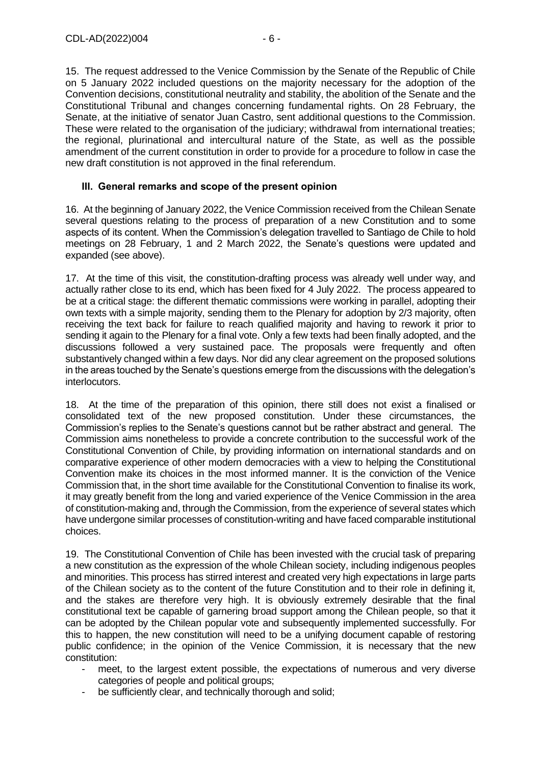15. The request addressed to the Venice Commission by the Senate of the Republic of Chile on 5 January 2022 included questions on the majority necessary for the adoption of the Convention decisions, constitutional neutrality and stability, the abolition of the Senate and the Constitutional Tribunal and changes concerning fundamental rights. On 28 February, the Senate, at the initiative of senator Juan Castro, sent additional questions to the Commission. These were related to the organisation of the judiciary; withdrawal from international treaties; the regional, plurinational and intercultural nature of the State, as well as the possible amendment of the current constitution in order to provide for a procedure to follow in case the new draft constitution is not approved in the final referendum.

## III. General remarks and scope of the present opinion

16. At the beginning of January 2022, the Venice Commission received from the Chilean Senate several questions relating to the process of preparation of a new Constitution and to some aspects of its content. When the Commission's delegation travelled to Santiago de Chile to hold meetings on 28 February, 1 and 2 March 2022, the Senate's questions were updated and expanded (see above).

17. At the time of this visit, the constitution-drafting process was already well under way, and actually rather close to its end, which has been fixed for 4 July 2022. The process appeared to be at a critical stage: the different thematic commissions were working in parallel, adopting their own texts with a simple majority, sending them to the Plenary for adoption by 2/3 majority, often receiving the text back for failure to reach qualified majority and having to rework it prior to sending it again to the Plenary for a final vote. Only a few texts had been finally adopted, and the discussions followed a very sustained pace. The proposals were frequently and often substantively changed within a few days. Nor did any clear agreement on the proposed solutions in the areas touched by the Senate's questions emerge from the discussions with the delegation's interlocutors.

18. At the time of the preparation of this opinion, there still does not exist a finalised or consolidated text of the new proposed constitution. Under these circumstances, the Commission's replies to the Senate's questions cannot but be rather abstract and general. The Commission aims nonetheless to provide a concrete contribution to the successful work of the Constitutional Convention of Chile, by providing information on international standards and on comparative experience of other modern democracies with a view to helping the Constitutional Convention make its choices in the most informed manner. It is the conviction of the Venice Commission that, in the short time available for the Constitutional Convention to finalise its work, it may greatly benefit from the long and varied experience of the Venice Commission in the area of constitution-making and, through the Commission, from the experience of several states which have undergone similar processes of constitution-writing and have faced comparable institutional choices.

19. The Constitutional Convention of Chile has been invested with the crucial task of preparing a new constitution as the expression of the whole Chilean society, including indigenous peoples and minorities. This process has stirred interest and created very high expectations in large parts of the Chilean society as to the content of the future Constitution and to their role in defining it, and the stakes are therefore very high. It is obviously extremely desirable that the final constitutional text be capable of garnering broad support among the Chilean people, so that it can be adopted by the Chilean popular vote and subsequently implemented successfully. For this to happen, the new constitution will need to be a unifying document capable of restoring public confidence; in the opinion of the Venice Commission, it is necessary that the new constitution:

- meet, to the largest extent possible, the expectations of numerous and very diverse categories of people and political groups;
- be sufficiently clear, and technically thorough and solid;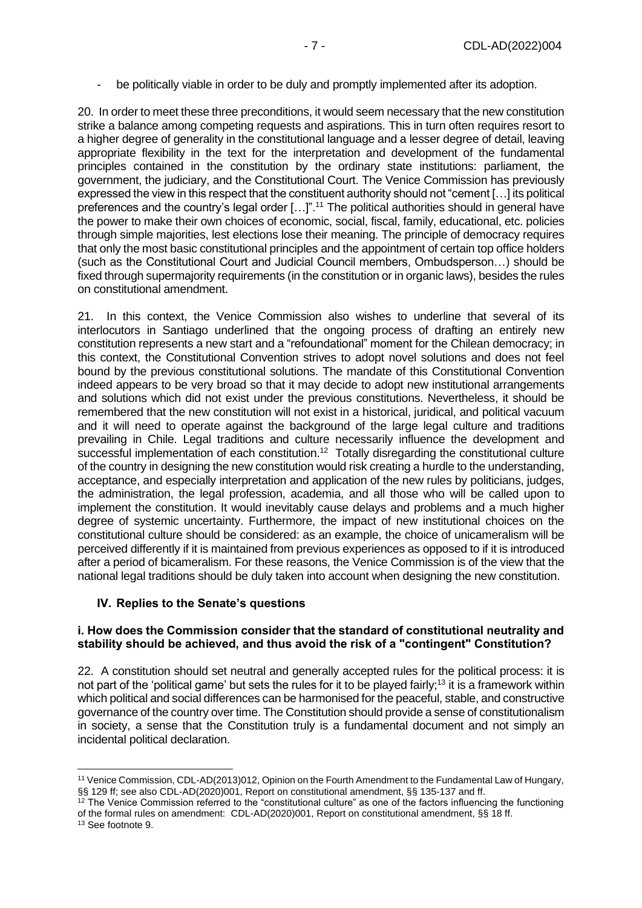- be politically viable in order to be duly and promptly implemented after its adoption.

20. In order to meet these three preconditions, it would seem necessary that the new constitution strike a balance among competing requests and aspirations. This in turn often requires resort to a higher degree of generality in the constitutional language and a lesser degree of detail, leaving appropriate flexibility in the text for the interpretation and development of the fundamental principles contained in the constitution by the ordinary state institutions: parliament, the government, the judiciary, and the Constitutional Court. The Venice Commission has previously expressed the view in this respect that the constituent authority should not "cement […] its political preferences and the country's legal order […]".[11] The political authorities should in general have the power to make their own choices of economic, social, fiscal, family, educational, etc. policies through simple majorities, lest elections lose their meaning. The principle of democracy requires that only the most basic constitutional principles and the appointment of certain top office holders (such as the Constitutional Court and Judicial Council members, Ombudsperson…) should be fixed through supermajority requirements (in the constitution or in organic laws), besides the rules on constitutional amendment.

21. In this context, the Venice Commission also wishes to underline that several of its interlocutors in Santiago underlined that the ongoing process of drafting an entirely new constitution represents a new start and a "refoundational" moment for the Chilean democracy; in this context, the Constitutional Convention strives to adopt novel solutions and does not feel bound by the previous constitutional solutions. The mandate of this Constitutional Convention indeed appears to be very broad so that it may decide to adopt new institutional arrangements and solutions which did not exist under the previous constitutions. Nevertheless, it should be remembered that the new constitution will not exist in a historical, juridical, and political vacuum and it will need to operate against the background of the large legal culture and traditions prevailing in Chile. Legal traditions and culture necessarily influence the development and successful implementation of each constitution.[12] Totally disregarding the constitutional culture of the country in designing the new constitution would risk creating a hurdle to the understanding, acceptance, and especially interpretation and application of the new rules by politicians, judges, the administration, the legal profession, academia, and all those who will be called upon to implement the constitution. It would inevitably cause delays and problems and a much higher degree of systemic uncertainty. Furthermore, the impact of new institutional choices on the constitutional culture should be considered: as an example, the choice of unicameralism will be perceived differently if it is maintained from previous experiences as opposed to if it is introduced after a period of bicameralism. For these reasons, the Venice Commission is of the view that the national legal traditions should be duly taken into account when designing the new constitution.

## IV. Replies to the Senate's questions

### i. How does the Commission consider that the standard of constitutional neutrality and stability should be achieved, and thus avoid the risk of a "contingent" Constitution?

22. A constitution should set neutral and generally accepted rules for the political process: it is not part of the 'political game' but sets the rules for it to be played fairly;[13] it is a framework within which political and social differences can be harmonised for the peaceful, stable, and constructive governance of the country over time. The Constitution should provide a sense of constitutionalism in society, a sense that the Constitution truly is a fundamental document and not simply an incidental political declaration.

---

[11] Venice Commission, CDL-AD(2013)012, Opinion on the Fourth Amendment to the Fundamental Law of Hungary, §§ 129 ff; see also CDL-AD(2020)001, Report on constitutional amendment, §§ 135-137 and ff.

[12] The Venice Commission referred to the "constitutional culture" as one of the factors influencing the functioning of the formal rules on amendment: CDL-AD(2020)001, Report on constitutional amendment, §§ 18 ff.

[13] See footnote 9.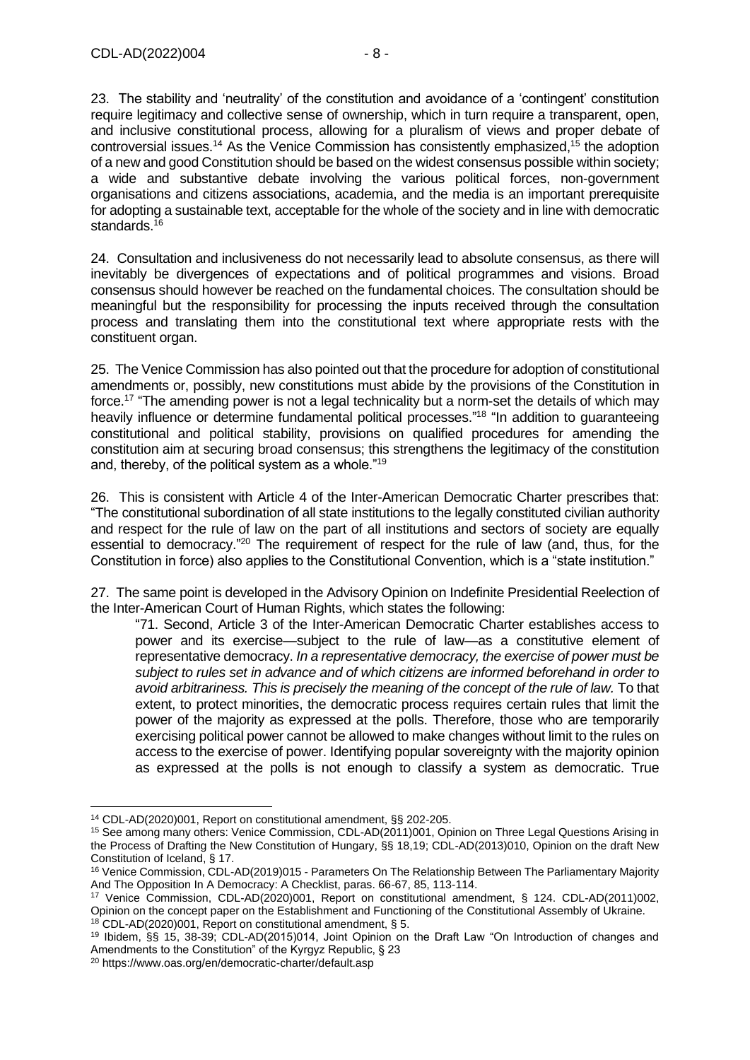23. The stability and 'neutrality' of the constitution and avoidance of a 'contingent' constitution require legitimacy and collective sense of ownership, which in turn require a transparent, open, and inclusive constitutional process, allowing for a pluralism of views and proper debate of controversial issues.[14] As the Venice Commission has consistently emphasized,[15] the adoption of a new and good Constitution should be based on the widest consensus possible within society; a wide and substantive debate involving the various political forces, non-government organisations and citizens associations, academia, and the media is an important prerequisite for adopting a sustainable text, acceptable for the whole of the society and in line with democratic standards.[16]

24. Consultation and inclusiveness do not necessarily lead to absolute consensus, as there will inevitably be divergences of expectations and of political programmes and visions. Broad consensus should however be reached on the fundamental choices. The consultation should be meaningful but the responsibility for processing the inputs received through the consultation process and translating them into the constitutional text where appropriate rests with the constituent organ.

25. The Venice Commission has also pointed out that the procedure for adoption of constitutional amendments or, possibly, new constitutions must abide by the provisions of the Constitution in force.[17] "The amending power is not a legal technicality but a norm-set the details of which may heavily influence or determine fundamental political processes."[18] "In addition to guaranteeing constitutional and political stability, provisions on qualified procedures for amending the constitution aim at securing broad consensus; this strengthens the legitimacy of the constitution and, thereby, of the political system as a whole."[19]

26. This is consistent with Article 4 of the Inter-American Democratic Charter prescribes that: "The constitutional subordination of all state institutions to the legally constituted civilian authority and respect for the rule of law on the part of all institutions and sectors of society are equally essential to democracy."[20] The requirement of respect for the rule of law (and, thus, for the Constitution in force) also applies to the Constitutional Convention, which is a "state institution."

27. The same point is developed in the Advisory Opinion on Indefinite Presidential Reelection of the Inter-American Court of Human Rights, which states the following:

> "71. Second, Article 3 of the Inter-American Democratic Charter establishes access to power and its exercise—subject to the rule of law—as a constitutive element of representative democracy. *In a representative democracy, the exercise of power must be subject to rules set in advance and of which citizens are informed beforehand in order to avoid arbitrariness. This is precisely the meaning of the concept of the rule of law.* To that extent, to protect minorities, the democratic process requires certain rules that limit the power of the majority as expressed at the polls. Therefore, those who are temporarily exercising political power cannot be allowed to make changes without limit to the rules on access to the exercise of power. Identifying popular sovereignty with the majority opinion as expressed at the polls is not enough to classify a system as democratic. True

---

[14] CDL-AD(2020)001, Report on constitutional amendment, §§ 202-205.

[15] See among many others: Venice Commission, CDL-AD(2011)001, Opinion on Three Legal Questions Arising in the Process of Drafting the New Constitution of Hungary, §§ 18,19; CDL-AD(2013)010, Opinion on the draft New Constitution of Iceland, § 17.

[16] Venice Commission, CDL-AD(2019)015 - Parameters On The Relationship Between The Parliamentary Majority And The Opposition In A Democracy: A Checklist, paras. 66-67, 85, 113-114.

[17] Venice Commission, CDL-AD(2020)001, Report on constitutional amendment, § 124. CDL-AD(2011)002, Opinion on the concept paper on the Establishment and Functioning of the Constitutional Assembly of Ukraine.

[18] CDL-AD(2020)001, Report on constitutional amendment, § 5.

[19] Ibidem, §§ 15, 38-39; CDL-AD(2015)014, Joint Opinion on the Draft Law "On Introduction of changes and Amendments to the Constitution" of the Kyrgyz Republic, § 23

[20] https://www.oas.org/en/democratic-charter/default.asp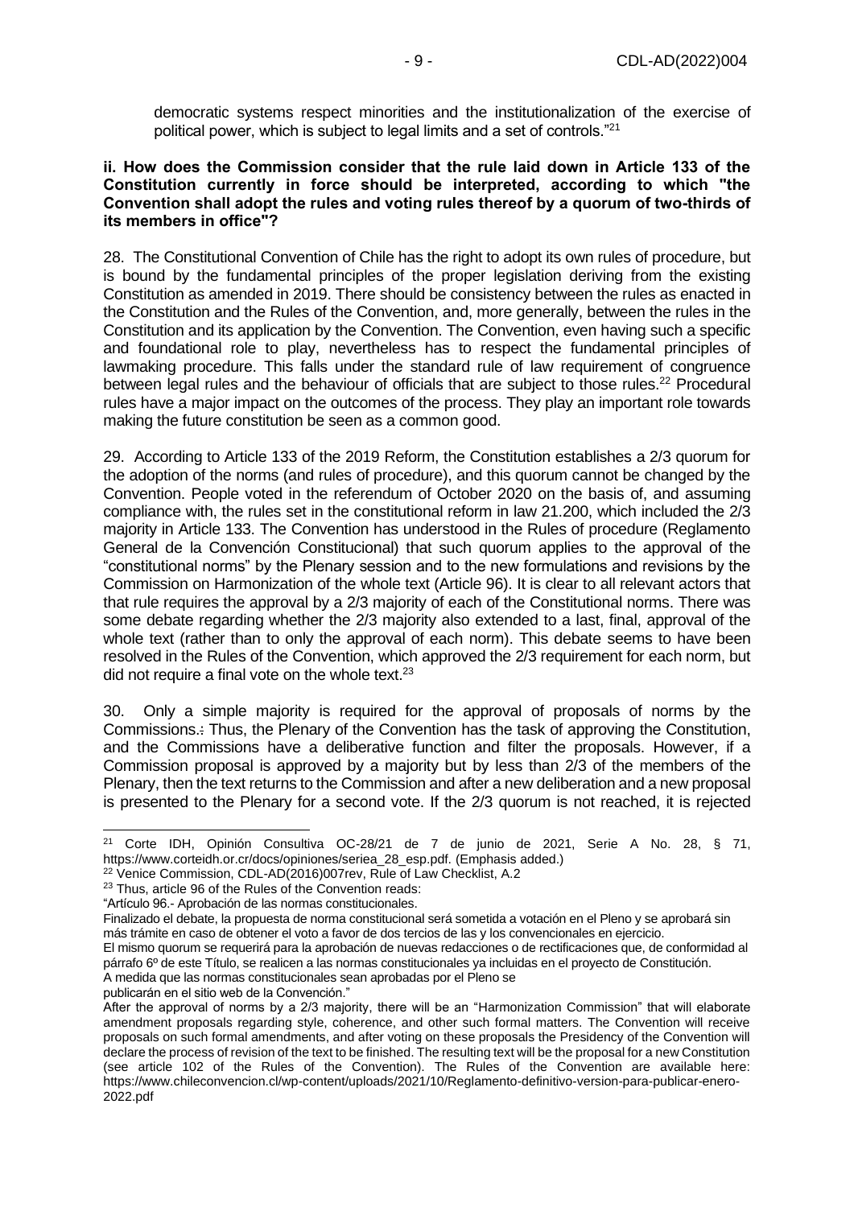democratic systems respect minorities and the institutionalization of the exercise of political power, which is subject to legal limits and a set of controls."[21]

**ii. How does the Commission consider that the rule laid down in Article 133 of the Constitution currently in force should be interpreted, according to which "the Convention shall adopt the rules and voting rules thereof by a quorum of two-thirds of its members in office"?**

28. The Constitutional Convention of Chile has the right to adopt its own rules of procedure, but is bound by the fundamental principles of the proper legislation deriving from the existing Constitution as amended in 2019. There should be consistency between the rules as enacted in the Constitution and the Rules of the Convention, and, more generally, between the rules in the Constitution and its application by the Convention. The Convention, even having such a specific and foundational role to play, nevertheless has to respect the fundamental principles of lawmaking procedure. This falls under the standard rule of law requirement of congruence between legal rules and the behaviour of officials that are subject to those rules.[22] Procedural rules have a major impact on the outcomes of the process. They play an important role towards making the future constitution be seen as a common good.

29. According to Article 133 of the 2019 Reform, the Constitution establishes a 2/3 quorum for the adoption of the norms (and rules of procedure), and this quorum cannot be changed by the Convention. People voted in the referendum of October 2020 on the basis of, and assuming compliance with, the rules set in the constitutional reform in law 21.200, which included the 2/3 majority in Article 133. The Convention has understood in the Rules of procedure (Reglamento General de la Convención Constitucional) that such quorum applies to the approval of the "constitutional norms" by the Plenary session and to the new formulations and revisions by the Commission on Harmonization of the whole text (Article 96). It is clear to all relevant actors that that rule requires the approval by a 2/3 majority of each of the Constitutional norms. There was some debate regarding whether the 2/3 majority also extended to a last, final, approval of the whole text (rather than to only the approval of each norm). This debate seems to have been resolved in the Rules of the Convention, which approved the 2/3 requirement for each norm, but did not require a final vote on the whole text.[23]

30. Only a simple majority is required for the approval of proposals of norms by the Commissions.: Thus, the Plenary of the Convention has the task of approving the Constitution, and the Commissions have a deliberative function and filter the proposals. However, if a Commission proposal is approved by a majority but by less than 2/3 of the members of the Plenary, then the text returns to the Commission and after a new deliberation and a new proposal is presented to the Plenary for a second vote. If the 2/3 quorum is not reached, it is rejected

---

[21] Corte IDH, Opinión Consultiva OC-28/21 de 7 de junio de 2021, Serie A No. 28, § 71, https://www.corteidh.or.cr/docs/opiniones/seriea_28_esp.pdf. (Emphasis added.)

[22] Venice Commission, CDL-AD(2016)007rev, Rule of Law Checklist, A.2

[23] Thus, article 96 of the Rules of the Convention reads:

"Artículo 96.- Aprobación de las normas constitucionales.

Finalizado el debate, la propuesta de norma constitucional será sometida a votación en el Pleno y se aprobará sin más trámite en caso de obtener el voto a favor de dos tercios de las y los convencionales en ejercicio.

El mismo quorum se requerirá para la aprobación de nuevas redacciones o de rectificaciones que, de conformidad al párrafo 6º de este Título, se realicen a las normas constitucionales ya incluidas en el proyecto de Constitución.

A medida que las normas constitucionales sean aprobadas por el Pleno se

publicarán en el sitio web de la Convención."

After the approval of norms by a 2/3 majority, there will be an "Harmonization Commission" that will elaborate amendment proposals regarding style, coherence, and other such formal matters. The Convention will receive proposals on such formal amendments, and after voting on these proposals the Presidency of the Convention will declare the process of revision of the text to be finished. The resulting text will be the proposal for a new Constitution (see article 102 of the Rules of the Convention). The Rules of the Convention are available here: https://www.chileconvencion.cl/wp-content/uploads/2021/10/Reglamento-definitivo-version-para-publicar-enero-2022.pdf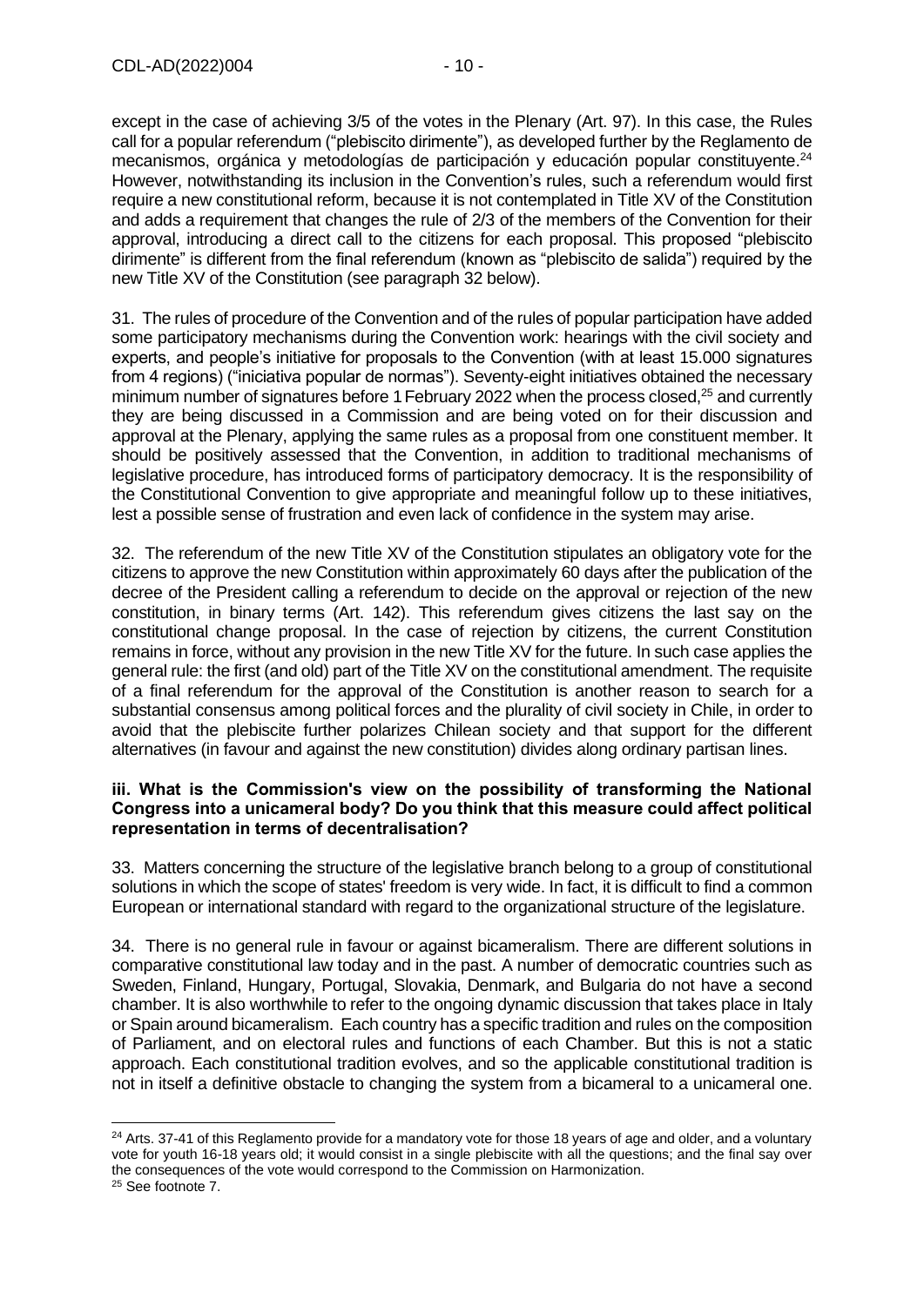except in the case of achieving 3/5 of the votes in the Plenary (Art. 97). In this case, the Rules call for a popular referendum ("plebiscito dirimente"), as developed further by the Reglamento de mecanismos, orgánica y metodologías de participación y educación popular constituyente.[24] However, notwithstanding its inclusion in the Convention's rules, such a referendum would first require a new constitutional reform, because it is not contemplated in Title XV of the Constitution and adds a requirement that changes the rule of 2/3 of the members of the Convention for their approval, introducing a direct call to the citizens for each proposal. This proposed "plebiscito dirimente" is different from the final referendum (known as "plebiscito de salida") required by the new Title XV of the Constitution (see paragraph 32 below).

31. The rules of procedure of the Convention and of the rules of popular participation have added some participatory mechanisms during the Convention work: hearings with the civil society and experts, and people's initiative for proposals to the Convention (with at least 15.000 signatures from 4 regions) ("iniciativa popular de normas"). Seventy-eight initiatives obtained the necessary minimum number of signatures before 1 February 2022 when the process closed,[25] and currently they are being discussed in a Commission and are being voted on for their discussion and approval at the Plenary, applying the same rules as a proposal from one constituent member. It should be positively assessed that the Convention, in addition to traditional mechanisms of legislative procedure, has introduced forms of participatory democracy. It is the responsibility of the Constitutional Convention to give appropriate and meaningful follow up to these initiatives, lest a possible sense of frustration and even lack of confidence in the system may arise.

32. The referendum of the new Title XV of the Constitution stipulates an obligatory vote for the citizens to approve the new Constitution within approximately 60 days after the publication of the decree of the President calling a referendum to decide on the approval or rejection of the new constitution, in binary terms (Art. 142). This referendum gives citizens the last say on the constitutional change proposal. In the case of rejection by citizens, the current Constitution remains in force, without any provision in the new Title XV for the future. In such case applies the general rule: the first (and old) part of the Title XV on the constitutional amendment. The requisite of a final referendum for the approval of the Constitution is another reason to search for a substantial consensus among political forces and the plurality of civil society in Chile, in order to avoid that the plebiscite further polarizes Chilean society and that support for the different alternatives (in favour and against the new constitution) divides along ordinary partisan lines.

#### iii. What is the Commission's view on the possibility of transforming the National Congress into a unicameral body? Do you think that this measure could affect political representation in terms of decentralisation?

33. Matters concerning the structure of the legislative branch belong to a group of constitutional solutions in which the scope of states' freedom is very wide. In fact, it is difficult to find a common European or international standard with regard to the organizational structure of the legislature.

34. There is no general rule in favour or against bicameralism. There are different solutions in comparative constitutional law today and in the past. A number of democratic countries such as Sweden, Finland, Hungary, Portugal, Slovakia, Denmark, and Bulgaria do not have a second chamber. It is also worthwhile to refer to the ongoing dynamic discussion that takes place in Italy or Spain around bicameralism. Each country has a specific tradition and rules on the composition of Parliament, and on electoral rules and functions of each Chamber. But this is not a static approach. Each constitutional tradition evolves, and so the applicable constitutional tradition is not in itself a definitive obstacle to changing the system from a bicameral to a unicameral one.

---

[24] Arts. 37-41 of this Reglamento provide for a mandatory vote for those 18 years of age and older, and a voluntary vote for youth 16-18 years old; it would consist in a single plebiscite with all the questions; and the final say over the consequences of the vote would correspond to the Commission on Harmonization.

[25] See footnote 7.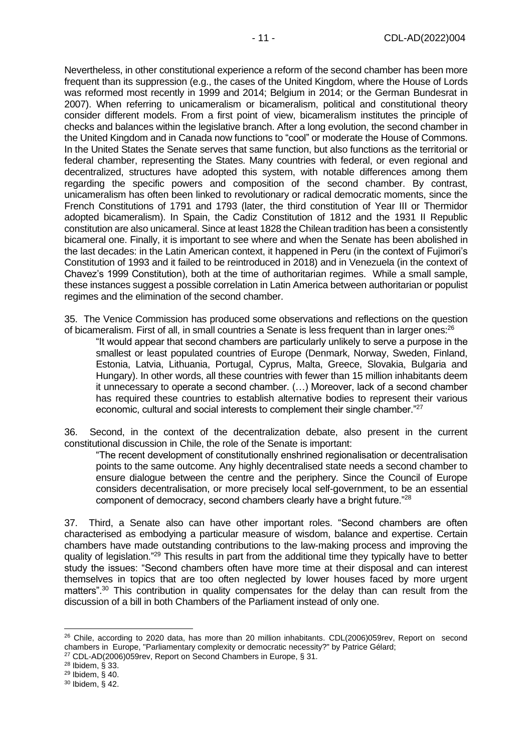Nevertheless, in other constitutional experience a reform of the second chamber has been more frequent than its suppression (e.g., the cases of the United Kingdom, where the House of Lords was reformed most recently in 1999 and 2014; Belgium in 2014; or the German Bundesrat in 2007). When referring to unicameralism or bicameralism, political and constitutional theory consider different models. From a first point of view, bicameralism institutes the principle of checks and balances within the legislative branch. After a long evolution, the second chamber in the United Kingdom and in Canada now functions to "cool" or moderate the House of Commons. In the United States the Senate serves that same function, but also functions as the territorial or federal chamber, representing the States. Many countries with federal, or even regional and decentralized, structures have adopted this system, with notable differences among them regarding the specific powers and composition of the second chamber. By contrast, unicameralism has often been linked to revolutionary or radical democratic moments, since the French Constitutions of 1791 and 1793 (later, the third constitution of Year III or Thermidor adopted bicameralism). In Spain, the Cadiz Constitution of 1812 and the 1931 II Republic constitution are also unicameral. Since at least 1828 the Chilean tradition has been a consistently bicameral one. Finally, it is important to see where and when the Senate has been abolished in the last decades: in the Latin American context, it happened in Peru (in the context of Fujimori's Constitution of 1993 and it failed to be reintroduced in 2018) and in Venezuela (in the context of Chavez's 1999 Constitution), both at the time of authoritarian regimes. While a small sample, these instances suggest a possible correlation in Latin America between authoritarian or populist regimes and the elimination of the second chamber.

35. The Venice Commission has produced some observations and reflections on the question of bicameralism. First of all, in small countries a Senate is less frequent than in larger ones:[26]

> "It would appear that second chambers are particularly unlikely to serve a purpose in the smallest or least populated countries of Europe (Denmark, Norway, Sweden, Finland, Estonia, Latvia, Lithuania, Portugal, Cyprus, Malta, Greece, Slovakia, Bulgaria and Hungary). In other words, all these countries with fewer than 15 million inhabitants deem it unnecessary to operate a second chamber. (…) Moreover, lack of a second chamber has required these countries to establish alternative bodies to represent their various economic, cultural and social interests to complement their single chamber."[27]

36. Second, in the context of the decentralization debate, also present in the current constitutional discussion in Chile, the role of the Senate is important:

> "The recent development of constitutionally enshrined regionalisation or decentralisation points to the same outcome. Any highly decentralised state needs a second chamber to ensure dialogue between the centre and the periphery. Since the Council of Europe considers decentralisation, or more precisely local self-government, to be an essential component of democracy, second chambers clearly have a bright future."[28]

37. Third, a Senate also can have other important roles. "Second chambers are often characterised as embodying a particular measure of wisdom, balance and expertise. Certain chambers have made outstanding contributions to the law-making process and improving the quality of legislation."[29] This results in part from the additional time they typically have to better study the issues: "Second chambers often have more time at their disposal and can interest themselves in topics that are too often neglected by lower houses faced by more urgent matters".[30] This contribution in quality compensates for the delay than can result from the discussion of a bill in both Chambers of the Parliament instead of only one.

---

[26] Chile, according to 2020 data, has more than 20 million inhabitants. CDL(2006)059rev, Report on second chambers in Europe, "Parliamentary complexity or democratic necessity?" by Patrice Gélard;

[27] CDL-AD(2006)059rev, Report on Second Chambers in Europe, § 31.

[28] Ibidem, § 33.

[29] Ibidem, § 40.

[30] Ibidem, § 42.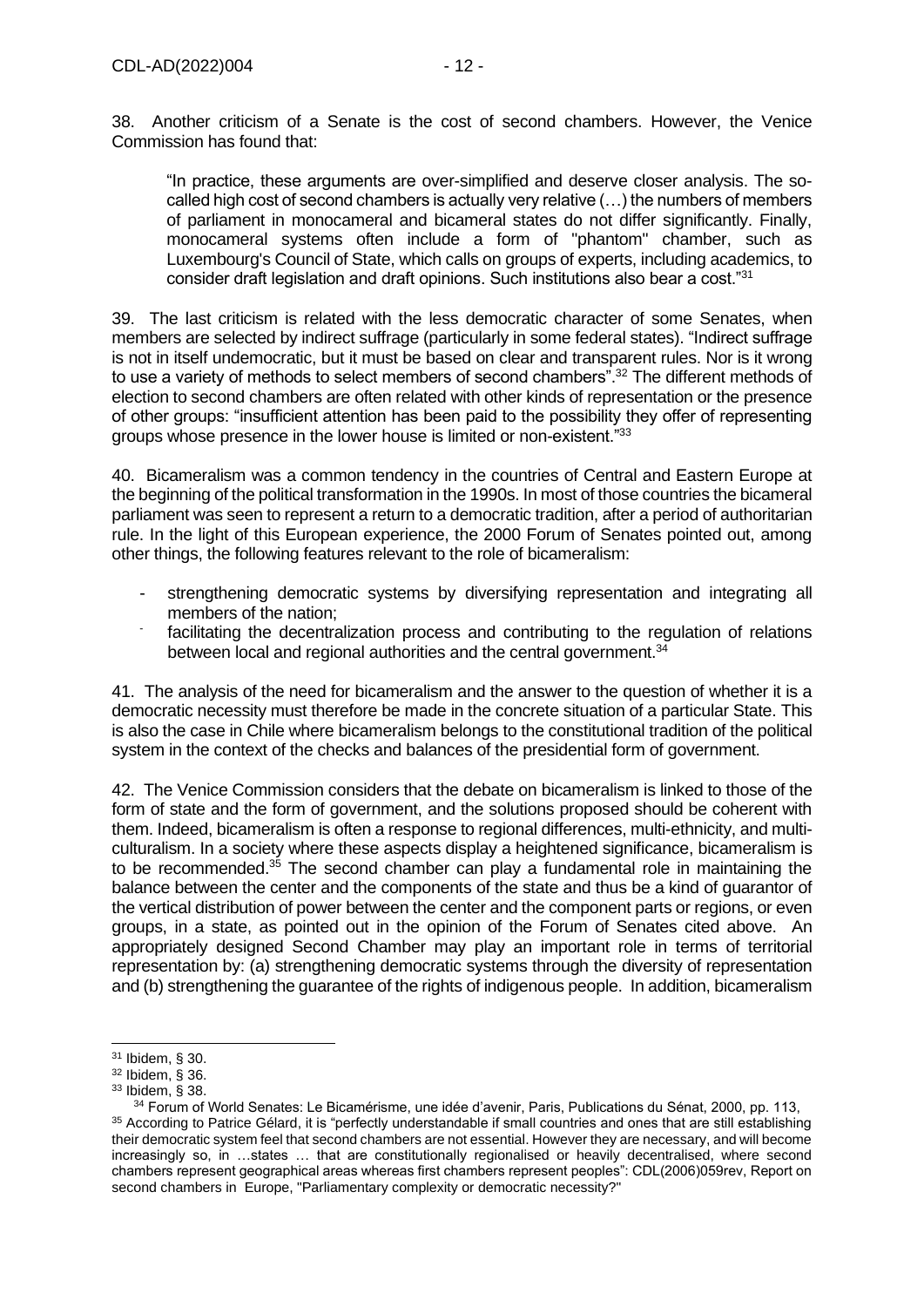38. Another criticism of a Senate is the cost of second chambers. However, the Venice Commission has found that:

> "In practice, these arguments are over-simplified and deserve closer analysis. The so-called high cost of second chambers is actually very relative (…) the numbers of members of parliament in monocameral and bicameral states do not differ significantly. Finally, monocameral systems often include a form of "phantom" chamber, such as Luxembourg's Council of State, which calls on groups of experts, including academics, to consider draft legislation and draft opinions. Such institutions also bear a cost."[31]

39. The last criticism is related with the less democratic character of some Senates, when members are selected by indirect suffrage (particularly in some federal states). "Indirect suffrage is not in itself undemocratic, but it must be based on clear and transparent rules. Nor is it wrong to use a variety of methods to select members of second chambers".[32] The different methods of election to second chambers are often related with other kinds of representation or the presence of other groups: "insufficient attention has been paid to the possibility they offer of representing groups whose presence in the lower house is limited or non-existent."[33]

40. Bicameralism was a common tendency in the countries of Central and Eastern Europe at the beginning of the political transformation in the 1990s. In most of those countries the bicameral parliament was seen to represent a return to a democratic tradition, after a period of authoritarian rule. In the light of this European experience, the 2000 Forum of Senates pointed out, among other things, the following features relevant to the role of bicameralism:

- strengthening democratic systems by diversifying representation and integrating all members of the nation;
- facilitating the decentralization process and contributing to the regulation of relations between local and regional authorities and the central government.[34]

41. The analysis of the need for bicameralism and the answer to the question of whether it is a democratic necessity must therefore be made in the concrete situation of a particular State. This is also the case in Chile where bicameralism belongs to the constitutional tradition of the political system in the context of the checks and balances of the presidential form of government.

42. The Venice Commission considers that the debate on bicameralism is linked to those of the form of state and the form of government, and the solutions proposed should be coherent with them. Indeed, bicameralism is often a response to regional differences, multi-ethnicity, and multi-culturalism. In a society where these aspects display a heightened significance, bicameralism is to be recommended.[35] The second chamber can play a fundamental role in maintaining the balance between the center and the components of the state and thus be a kind of guarantor of the vertical distribution of power between the center and the component parts or regions, or even groups, in a state, as pointed out in the opinion of the Forum of Senates cited above. An appropriately designed Second Chamber may play an important role in terms of territorial representation by: (a) strengthening democratic systems through the diversity of representation and (b) strengthening the guarantee of the rights of indigenous people. In addition, bicameralism

---

[31] Ibidem, § 30.

[32] Ibidem, § 36.

[33] Ibidem, § 38.

[34] Forum of World Senates: Le Bicamérisme, une idée d'avenir, Paris, Publications du Sénat, 2000, pp. 113,

[35] According to Patrice Gélard, it is "perfectly understandable if small countries and ones that are still establishing their democratic system feel that second chambers are not essential. However they are necessary, and will become increasingly so, in …states … that are constitutionally regionalised or heavily decentralised, where second chambers represent geographical areas whereas first chambers represent peoples": CDL(2006)059rev, Report on second chambers in Europe, "Parliamentary complexity or democratic necessity?"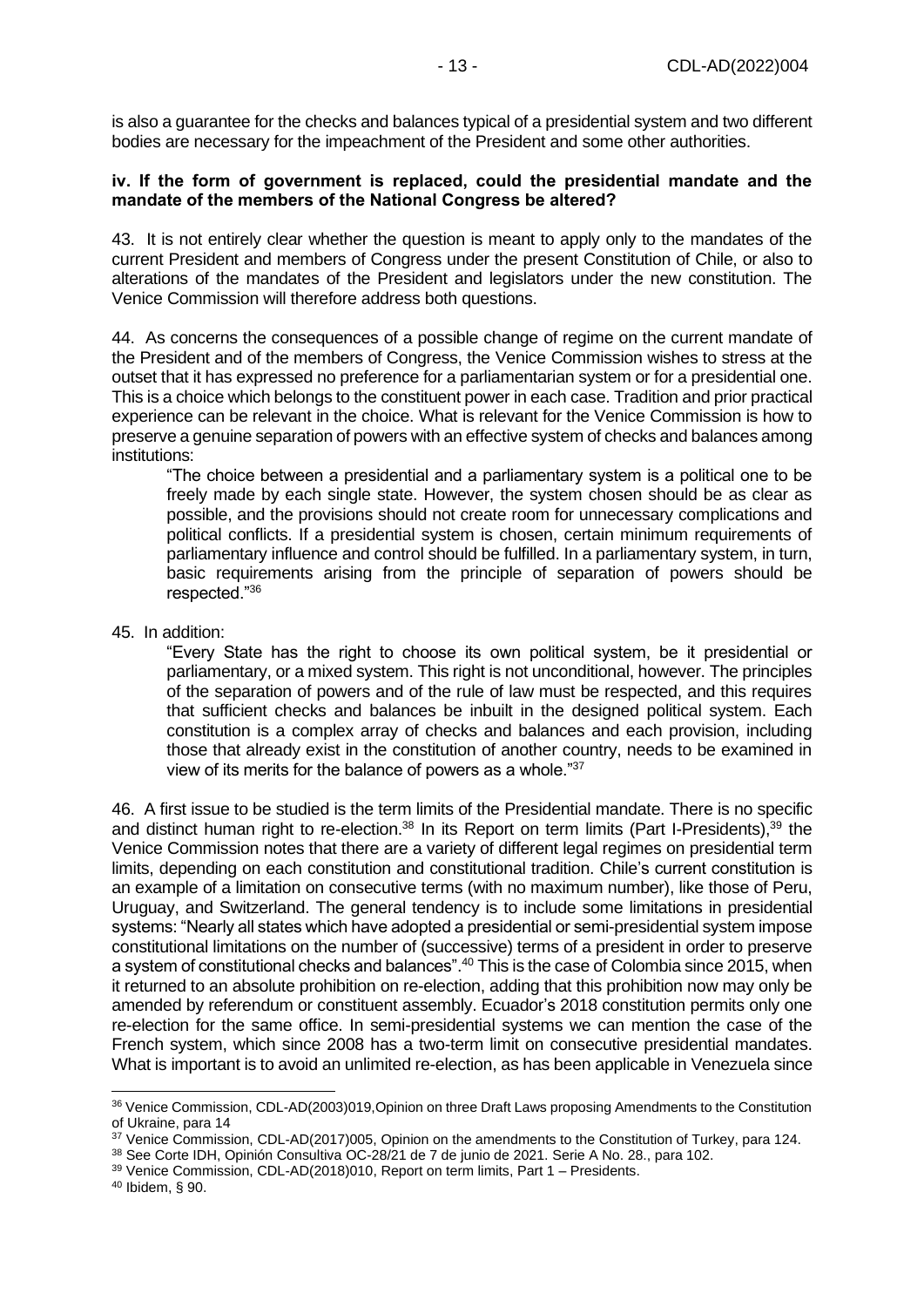is also a guarantee for the checks and balances typical of a presidential system and two different bodies are necessary for the impeachment of the President and some other authorities.

**iv. If the form of government is replaced, could the presidential mandate and the mandate of the members of the National Congress be altered?**

43. It is not entirely clear whether the question is meant to apply only to the mandates of the current President and members of Congress under the present Constitution of Chile, or also to alterations of the mandates of the President and legislators under the new constitution. The Venice Commission will therefore address both questions.

44. As concerns the consequences of a possible change of regime on the current mandate of the President and of the members of Congress, the Venice Commission wishes to stress at the outset that it has expressed no preference for a parliamentarian system or for a presidential one. This is a choice which belongs to the constituent power in each case. Tradition and prior practical experience can be relevant in the choice. What is relevant for the Venice Commission is how to preserve a genuine separation of powers with an effective system of checks and balances among institutions:

> "The choice between a presidential and a parliamentary system is a political one to be freely made by each single state. However, the system chosen should be as clear as possible, and the provisions should not create room for unnecessary complications and political conflicts. If a presidential system is chosen, certain minimum requirements of parliamentary influence and control should be fulfilled. In a parliamentary system, in turn, basic requirements arising from the principle of separation of powers should be respected."[36]

45. In addition:

> "Every State has the right to choose its own political system, be it presidential or parliamentary, or a mixed system. This right is not unconditional, however. The principles of the separation of powers and of the rule of law must be respected, and this requires that sufficient checks and balances be inbuilt in the designed political system. Each constitution is a complex array of checks and balances and each provision, including those that already exist in the constitution of another country, needs to be examined in view of its merits for the balance of powers as a whole."[37]

46. A first issue to be studied is the term limits of the Presidential mandate. There is no specific and distinct human right to re-election.[38] In its Report on term limits (Part I-Presidents),[39] the Venice Commission notes that there are a variety of different legal regimes on presidential term limits, depending on each constitution and constitutional tradition. Chile's current constitution is an example of a limitation on consecutive terms (with no maximum number), like those of Peru, Uruguay, and Switzerland. The general tendency is to include some limitations in presidential systems: "Nearly all states which have adopted a presidential or semi-presidential system impose constitutional limitations on the number of (successive) terms of a president in order to preserve a system of constitutional checks and balances".[40] This is the case of Colombia since 2015, when it returned to an absolute prohibition on re-election, adding that this prohibition now may only be amended by referendum or constituent assembly. Ecuador's 2018 constitution permits only one re-election for the same office. In semi-presidential systems we can mention the case of the French system, which since 2008 has a two-term limit on consecutive presidential mandates. What is important is to avoid an unlimited re-election, as has been applicable in Venezuela since

---

[36] Venice Commission, CDL-AD(2003)019,Opinion on three Draft Laws proposing Amendments to the Constitution of Ukraine, para 14

[37] Venice Commission, CDL-AD(2017)005, Opinion on the amendments to the Constitution of Turkey, para 124.

[38] See Corte IDH, Opinión Consultiva OC-28/21 de 7 de junio de 2021. Serie A No. 28., para 102.

[39] Venice Commission, CDL-AD(2018)010, Report on term limits, Part 1 – Presidents.

[40] Ibidem, § 90.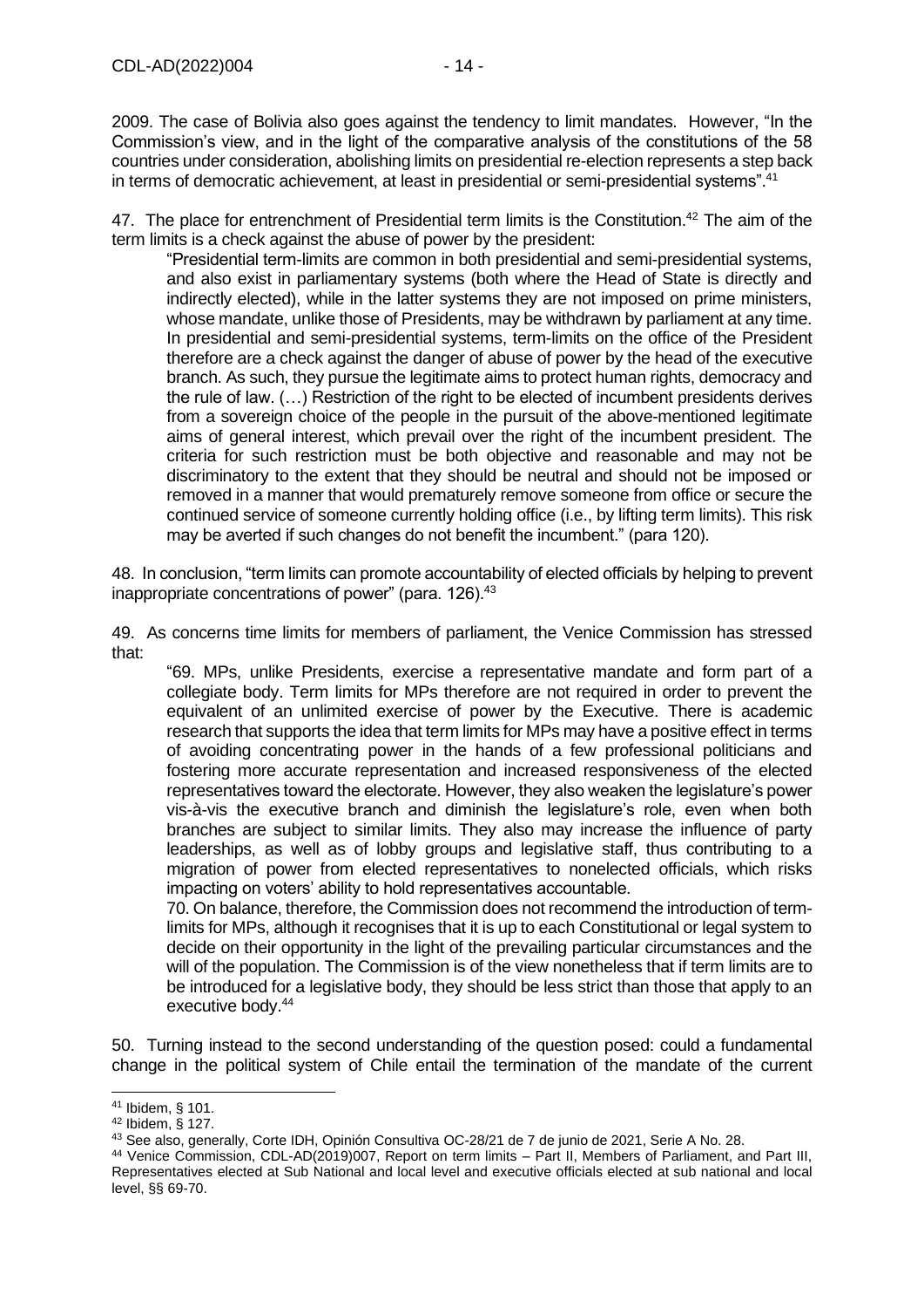2009. The case of Bolivia also goes against the tendency to limit mandates. However, "In the Commission's view, and in the light of the comparative analysis of the constitutions of the 58 countries under consideration, abolishing limits on presidential re-election represents a step back in terms of democratic achievement, at least in presidential or semi-presidential systems".[41]

47. The place for entrenchment of Presidential term limits is the Constitution.[42] The aim of the term limits is a check against the abuse of power by the president:

> "Presidential term-limits are common in both presidential and semi-presidential systems, and also exist in parliamentary systems (both where the Head of State is directly and indirectly elected), while in the latter systems they are not imposed on prime ministers, whose mandate, unlike those of Presidents, may be withdrawn by parliament at any time. In presidential and semi-presidential systems, term-limits on the office of the President therefore are a check against the danger of abuse of power by the head of the executive branch. As such, they pursue the legitimate aims to protect human rights, democracy and the rule of law. (…) Restriction of the right to be elected of incumbent presidents derives from a sovereign choice of the people in the pursuit of the above-mentioned legitimate aims of general interest, which prevail over the right of the incumbent president. The criteria for such restriction must be both objective and reasonable and may not be discriminatory to the extent that they should be neutral and should not be imposed or removed in a manner that would prematurely remove someone from office or secure the continued service of someone currently holding office (i.e., by lifting term limits). This risk may be averted if such changes do not benefit the incumbent." (para 120).

48. In conclusion, "term limits can promote accountability of elected officials by helping to prevent inappropriate concentrations of power" (para. 126).[43]

49. As concerns time limits for members of parliament, the Venice Commission has stressed that:

> "69. MPs, unlike Presidents, exercise a representative mandate and form part of a collegiate body. Term limits for MPs therefore are not required in order to prevent the equivalent of an unlimited exercise of power by the Executive. There is academic research that supports the idea that term limits for MPs may have a positive effect in terms of avoiding concentrating power in the hands of a few professional politicians and fostering more accurate representation and increased responsiveness of the elected representatives toward the electorate. However, they also weaken the legislature's power vis-à-vis the executive branch and diminish the legislature's role, even when both branches are subject to similar limits. They also may increase the influence of party leaderships, as well as of lobby groups and legislative staff, thus contributing to a migration of power from elected representatives to nonelected officials, which risks impacting on voters' ability to hold representatives accountable.
>
> 70. On balance, therefore, the Commission does not recommend the introduction of term-limits for MPs, although it recognises that it is up to each Constitutional or legal system to decide on their opportunity in the light of the prevailing particular circumstances and the will of the population. The Commission is of the view nonetheless that if term limits are to be introduced for a legislative body, they should be less strict than those that apply to an executive body.[44]

50. Turning instead to the second understanding of the question posed: could a fundamental change in the political system of Chile entail the termination of the mandate of the current

---

[41] Ibidem, § 101.

[42] Ibidem, § 127.

[43] See also, generally, Corte IDH, Opinión Consultiva OC-28/21 de 7 de junio de 2021, Serie A No. 28.

[44] Venice Commission, CDL-AD(2019)007, Report on term limits – Part II, Members of Parliament, and Part III, Representatives elected at Sub National and local level and executive officials elected at sub national and local level, §§ 69-70.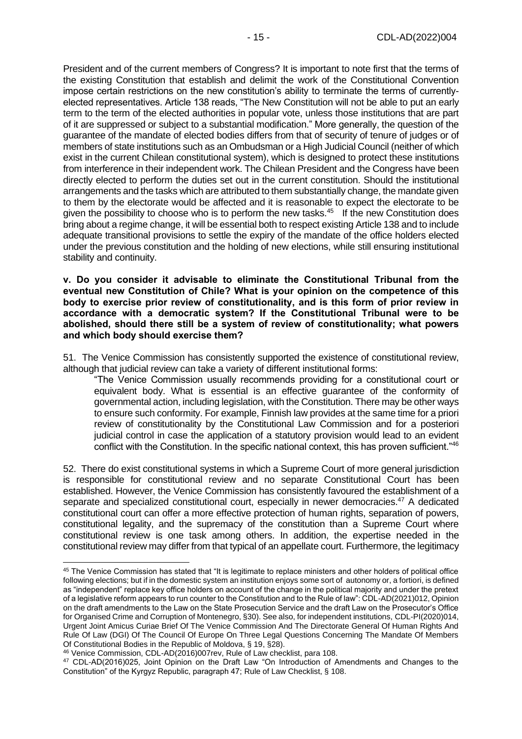President and of the current members of Congress? It is important to note first that the terms of the existing Constitution that establish and delimit the work of the Constitutional Convention impose certain restrictions on the new constitution's ability to terminate the terms of currently-elected representatives. Article 138 reads, "The New Constitution will not be able to put an early term to the term of the elected authorities in popular vote, unless those institutions that are part of it are suppressed or subject to a substantial modification." More generally, the question of the guarantee of the mandate of elected bodies differs from that of security of tenure of judges or of members of state institutions such as an Ombudsman or a High Judicial Council (neither of which exist in the current Chilean constitutional system), which is designed to protect these institutions from interference in their independent work. The Chilean President and the Congress have been directly elected to perform the duties set out in the current constitution. Should the institutional arrangements and the tasks which are attributed to them substantially change, the mandate given to them by the electorate would be affected and it is reasonable to expect the electorate to be given the possibility to choose who is to perform the new tasks.[45] If the new Constitution does bring about a regime change, it will be essential both to respect existing Article 138 and to include adequate transitional provisions to settle the expiry of the mandate of the office holders elected under the previous constitution and the holding of new elections, while still ensuring institutional stability and continuity.

**v. Do you consider it advisable to eliminate the Constitutional Tribunal from the eventual new Constitution of Chile? What is your opinion on the competence of this body to exercise prior review of constitutionality, and is this form of prior review in accordance with a democratic system? If the Constitutional Tribunal were to be abolished, should there still be a system of review of constitutionality; what powers and which body should exercise them?**

51. The Venice Commission has consistently supported the existence of constitutional review, although that judicial review can take a variety of different institutional forms:

> "The Venice Commission usually recommends providing for a constitutional court or equivalent body. What is essential is an effective guarantee of the conformity of governmental action, including legislation, with the Constitution. There may be other ways to ensure such conformity. For example, Finnish law provides at the same time for a priori review of constitutionality by the Constitutional Law Commission and for a posteriori judicial control in case the application of a statutory provision would lead to an evident conflict with the Constitution. In the specific national context, this has proven sufficient."[46]

52. There do exist constitutional systems in which a Supreme Court of more general jurisdiction is responsible for constitutional review and no separate Constitutional Court has been established. However, the Venice Commission has consistently favoured the establishment of a separate and specialized constitutional court, especially in newer democracies.[47] A dedicated constitutional court can offer a more effective protection of human rights, separation of powers, constitutional legality, and the supremacy of the constitution than a Supreme Court where constitutional review is one task among others. In addition, the expertise needed in the constitutional review may differ from that typical of an appellate court. Furthermore, the legitimacy

---

[45] The Venice Commission has stated that "It is legitimate to replace ministers and other holders of political office following elections; but if in the domestic system an institution enjoys some sort of autonomy or, a fortiori, is defined as "independent" replace key office holders on account of the change in the political majority and under the pretext of a legislative reform appears to run counter to the Constitution and to the Rule of law": CDL-AD(2021)012, Opinion on the draft amendments to the Law on the State Prosecution Service and the draft Law on the Prosecutor's Office for Organised Crime and Corruption of Montenegro, §30). See also, for independent institutions, CDL-PI(2020)014, Urgent Joint Amicus Curiae Brief Of The Venice Commission And The Directorate General Of Human Rights And Rule Of Law (DGI) Of The Council Of Europe On Three Legal Questions Concerning The Mandate Of Members Of Constitutional Bodies in the Republic of Moldova, § 19, §28).

[46] Venice Commission, CDL-AD(2016)007rev, Rule of Law checklist, para 108.

[47] CDL-AD(2016)025, Joint Opinion on the Draft Law "On Introduction of Amendments and Changes to the Constitution" of the Kyrgyz Republic, paragraph 47; Rule of Law Checklist, § 108.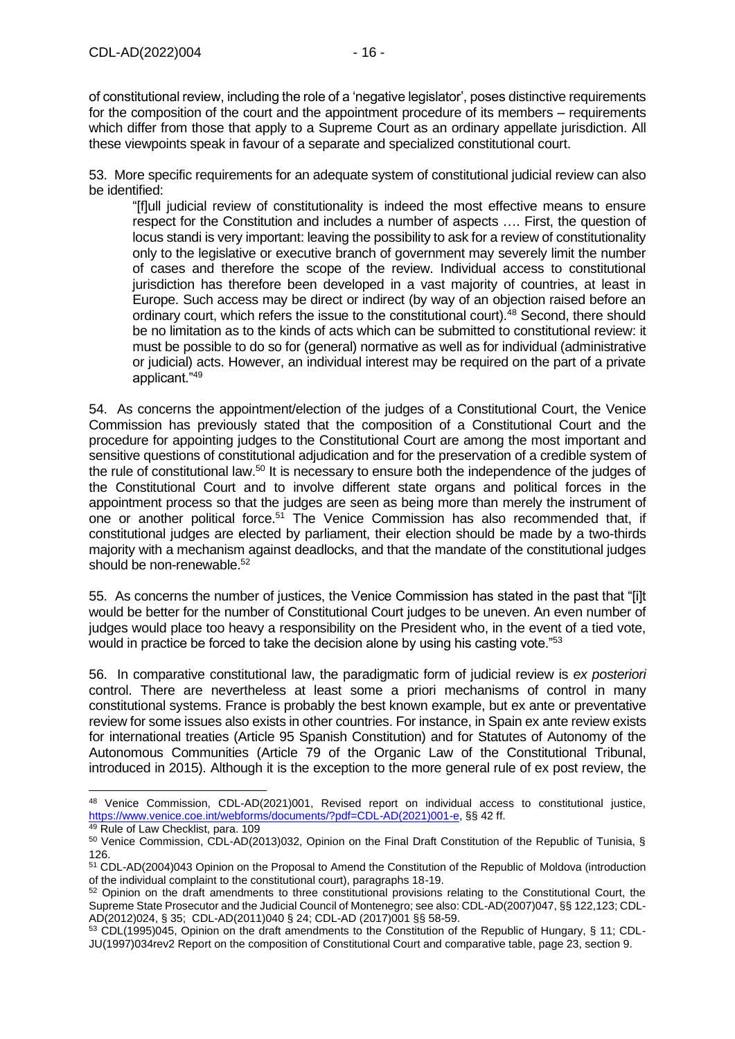of constitutional review, including the role of a 'negative legislator', poses distinctive requirements for the composition of the court and the appointment procedure of its members – requirements which differ from those that apply to a Supreme Court as an ordinary appellate jurisdiction. All these viewpoints speak in favour of a separate and specialized constitutional court.

53. More specific requirements for an adequate system of constitutional judicial review can also be identified:

> "[f]ull judicial review of constitutionality is indeed the most effective means to ensure respect for the Constitution and includes a number of aspects …. First, the question of locus standi is very important: leaving the possibility to ask for a review of constitutionality only to the legislative or executive branch of government may severely limit the number of cases and therefore the scope of the review. Individual access to constitutional jurisdiction has therefore been developed in a vast majority of countries, at least in Europe. Such access may be direct or indirect (by way of an objection raised before an ordinary court, which refers the issue to the constitutional court).[48] Second, there should be no limitation as to the kinds of acts which can be submitted to constitutional review: it must be possible to do so for (general) normative as well as for individual (administrative or judicial) acts. However, an individual interest may be required on the part of a private applicant."[49]

54. As concerns the appointment/election of the judges of a Constitutional Court, the Venice Commission has previously stated that the composition of a Constitutional Court and the procedure for appointing judges to the Constitutional Court are among the most important and sensitive questions of constitutional adjudication and for the preservation of a credible system of the rule of constitutional law.[50] It is necessary to ensure both the independence of the judges of the Constitutional Court and to involve different state organs and political forces in the appointment process so that the judges are seen as being more than merely the instrument of one or another political force.[51] The Venice Commission has also recommended that, if constitutional judges are elected by parliament, their election should be made by a two-thirds majority with a mechanism against deadlocks, and that the mandate of the constitutional judges should be non-renewable.[52]

55. As concerns the number of justices, the Venice Commission has stated in the past that "[i]t would be better for the number of Constitutional Court judges to be uneven. An even number of judges would place too heavy a responsibility on the President who, in the event of a tied vote, would in practice be forced to take the decision alone by using his casting vote."[53]

56. In comparative constitutional law, the paradigmatic form of judicial review is *ex posteriori* control. There are nevertheless at least some a priori mechanisms of control in many constitutional systems. France is probably the best known example, but ex ante or preventative review for some issues also exists in other countries. For instance, in Spain ex ante review exists for international treaties (Article 95 Spanish Constitution) and for Statutes of Autonomy of the Autonomous Communities (Article 79 of the Organic Law of the Constitutional Tribunal, introduced in 2015). Although it is the exception to the more general rule of ex post review, the

---

[48] Venice Commission, CDL-AD(2021)001, Revised report on individual access to constitutional justice, https://www.venice.coe.int/webforms/documents/?pdf=CDL-AD(2021)001-e, §§ 42 ff.

[49] Rule of Law Checklist, para. 109

[50] Venice Commission, CDL-AD(2013)032, Opinion on the Final Draft Constitution of the Republic of Tunisia, § 126.

[51] CDL-AD(2004)043 Opinion on the Proposal to Amend the Constitution of the Republic of Moldova (introduction of the individual complaint to the constitutional court), paragraphs 18-19.

[52] Opinion on the draft amendments to three constitutional provisions relating to the Constitutional Court, the Supreme State Prosecutor and the Judicial Council of Montenegro; see also: CDL-AD(2007)047, §§ 122,123; CDL-AD(2012)024, § 35; CDL-AD(2011)040 § 24; CDL-AD (2017)001 §§ 58-59.

[53] CDL(1995)045, Opinion on the draft amendments to the Constitution of the Republic of Hungary, § 11; CDL-JU(1997)034rev2 Report on the composition of Constitutional Court and comparative table, page 23, section 9.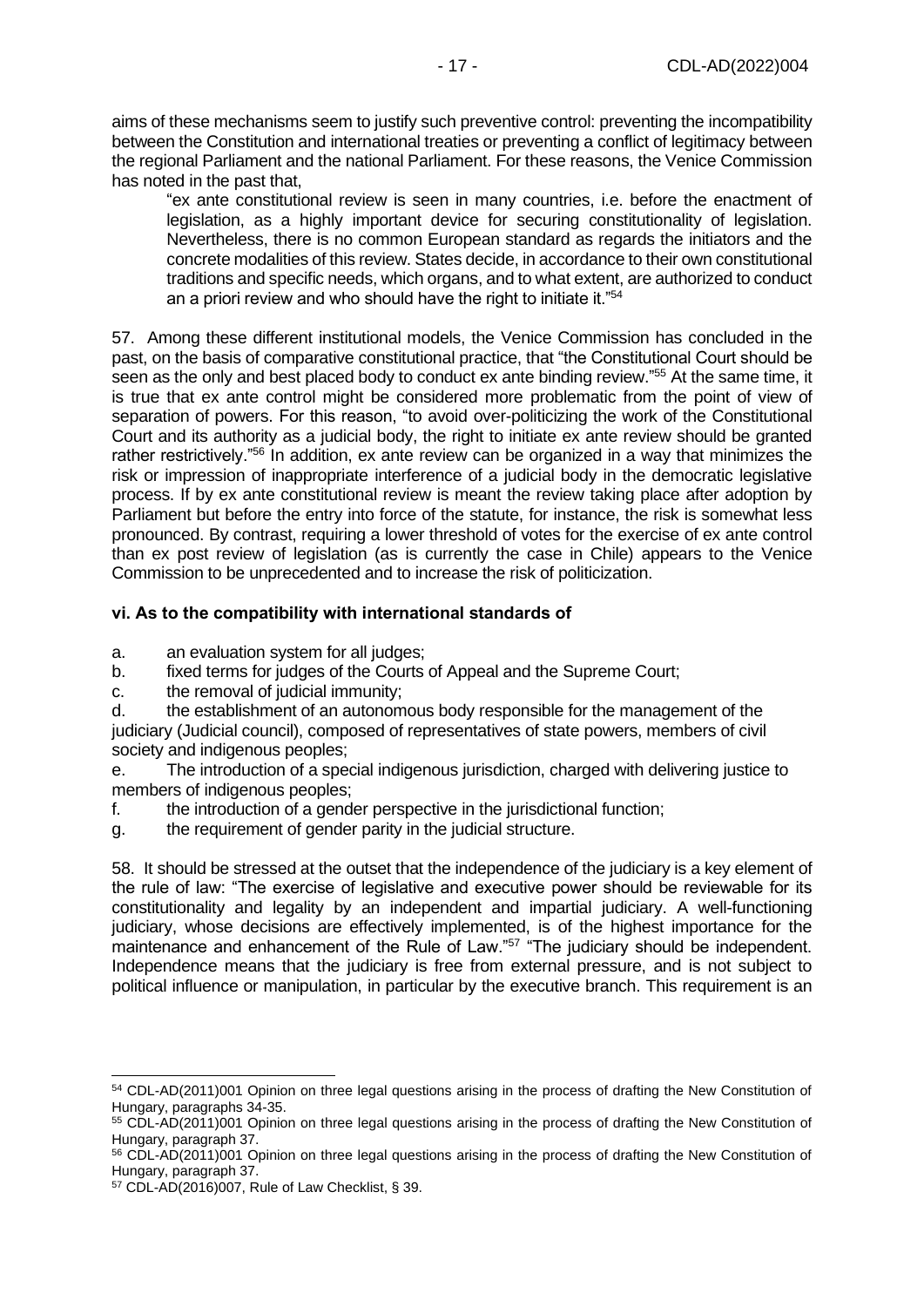aims of these mechanisms seem to justify such preventive control: preventing the incompatibility between the Constitution and international treaties or preventing a conflict of legitimacy between the regional Parliament and the national Parliament. For these reasons, the Venice Commission has noted in the past that,

> "ex ante constitutional review is seen in many countries, i.e. before the enactment of legislation, as a highly important device for securing constitutionality of legislation. Nevertheless, there is no common European standard as regards the initiators and the concrete modalities of this review. States decide, in accordance to their own constitutional traditions and specific needs, which organs, and to what extent, are authorized to conduct an a priori review and who should have the right to initiate it."[54]

57. Among these different institutional models, the Venice Commission has concluded in the past, on the basis of comparative constitutional practice, that "the Constitutional Court should be seen as the only and best placed body to conduct ex ante binding review."[55] At the same time, it is true that ex ante control might be considered more problematic from the point of view of separation of powers. For this reason, "to avoid over-politicizing the work of the Constitutional Court and its authority as a judicial body, the right to initiate ex ante review should be granted rather restrictively."[56] In addition, ex ante review can be organized in a way that minimizes the risk or impression of inappropriate interference of a judicial body in the democratic legislative process. If by ex ante constitutional review is meant the review taking place after adoption by Parliament but before the entry into force of the statute, for instance, the risk is somewhat less pronounced. By contrast, requiring a lower threshold of votes for the exercise of ex ante control than ex post review of legislation (as is currently the case in Chile) appears to the Venice Commission to be unprecedented and to increase the risk of politicization.

### vi. As to the compatibility with international standards of

a. an evaluation system for all judges;
b. fixed terms for judges of the Courts of Appeal and the Supreme Court;
c. the removal of judicial immunity;
d. the establishment of an autonomous body responsible for the management of the judiciary (Judicial council), composed of representatives of state powers, members of civil society and indigenous peoples;
e. The introduction of a special indigenous jurisdiction, charged with delivering justice to members of indigenous peoples;
f. the introduction of a gender perspective in the jurisdictional function;
g. the requirement of gender parity in the judicial structure.

58. It should be stressed at the outset that the independence of the judiciary is a key element of the rule of law: "The exercise of legislative and executive power should be reviewable for its constitutionality and legality by an independent and impartial judiciary. A well-functioning judiciary, whose decisions are effectively implemented, is of the highest importance for the maintenance and enhancement of the Rule of Law."[57] "The judiciary should be independent. Independence means that the judiciary is free from external pressure, and is not subject to political influence or manipulation, in particular by the executive branch. This requirement is an

---

[54] CDL-AD(2011)001 Opinion on three legal questions arising in the process of drafting the New Constitution of Hungary, paragraphs 34-35.

[55] CDL-AD(2011)001 Opinion on three legal questions arising in the process of drafting the New Constitution of Hungary, paragraph 37.

[56] CDL-AD(2011)001 Opinion on three legal questions arising in the process of drafting the New Constitution of Hungary, paragraph 37.

[57] CDL-AD(2016)007, Rule of Law Checklist, § 39.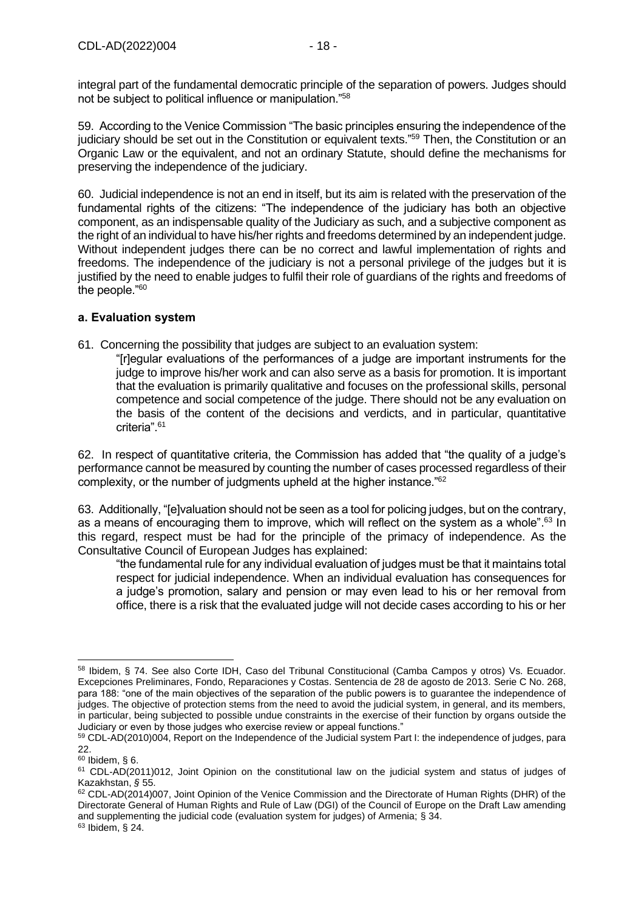integral part of the fundamental democratic principle of the separation of powers. Judges should not be subject to political influence or manipulation."[58]

59. According to the Venice Commission "The basic principles ensuring the independence of the judiciary should be set out in the Constitution or equivalent texts."[59] Then, the Constitution or an Organic Law or the equivalent, and not an ordinary Statute, should define the mechanisms for preserving the independence of the judiciary.

60. Judicial independence is not an end in itself, but its aim is related with the preservation of the fundamental rights of the citizens: "The independence of the judiciary has both an objective component, as an indispensable quality of the Judiciary as such, and a subjective component as the right of an individual to have his/her rights and freedoms determined by an independent judge. Without independent judges there can be no correct and lawful implementation of rights and freedoms. The independence of the judiciary is not a personal privilege of the judges but it is justified by the need to enable judges to fulfil their role of guardians of the rights and freedoms of the people."[60]

### a. Evaluation system

61. Concerning the possibility that judges are subject to an evaluation system:

> "[r]egular evaluations of the performances of a judge are important instruments for the judge to improve his/her work and can also serve as a basis for promotion. It is important that the evaluation is primarily qualitative and focuses on the professional skills, personal competence and social competence of the judge. There should not be any evaluation on the basis of the content of the decisions and verdicts, and in particular, quantitative criteria".[61]

62. In respect of quantitative criteria, the Commission has added that "the quality of a judge's performance cannot be measured by counting the number of cases processed regardless of their complexity, or the number of judgments upheld at the higher instance."[62]

63. Additionally, "[e]valuation should not be seen as a tool for policing judges, but on the contrary, as a means of encouraging them to improve, which will reflect on the system as a whole".[63] In this regard, respect must be had for the principle of the primacy of independence. As the Consultative Council of European Judges has explained:

> "the fundamental rule for any individual evaluation of judges must be that it maintains total respect for judicial independence. When an individual evaluation has consequences for a judge's promotion, salary and pension or may even lead to his or her removal from office, there is a risk that the evaluated judge will not decide cases according to his or her

---

[58] Ibidem, § 74. See also Corte IDH, Caso del Tribunal Constitucional (Camba Campos y otros) Vs. Ecuador. Excepciones Preliminares, Fondo, Reparaciones y Costas. Sentencia de 28 de agosto de 2013. Serie C No. 268, para 188: "one of the main objectives of the separation of the public powers is to guarantee the independence of judges. The objective of protection stems from the need to avoid the judicial system, in general, and its members, in particular, being subjected to possible undue constraints in the exercise of their function by organs outside the Judiciary or even by those judges who exercise review or appeal functions."

[59] CDL-AD(2010)004, Report on the Independence of the Judicial system Part I: the independence of judges, para 22.

[60] Ibidem, § 6.

[61] CDL-AD(2011)012, Joint Opinion on the constitutional law on the judicial system and status of judges of Kazakhstan, *§* 55.

[62] CDL-AD(2014)007, Joint Opinion of the Venice Commission and the Directorate of Human Rights (DHR) of the Directorate General of Human Rights and Rule of Law (DGI) of the Council of Europe on the Draft Law amending and supplementing the judicial code (evaluation system for judges) of Armenia; § 34.

[63] Ibidem, § 24.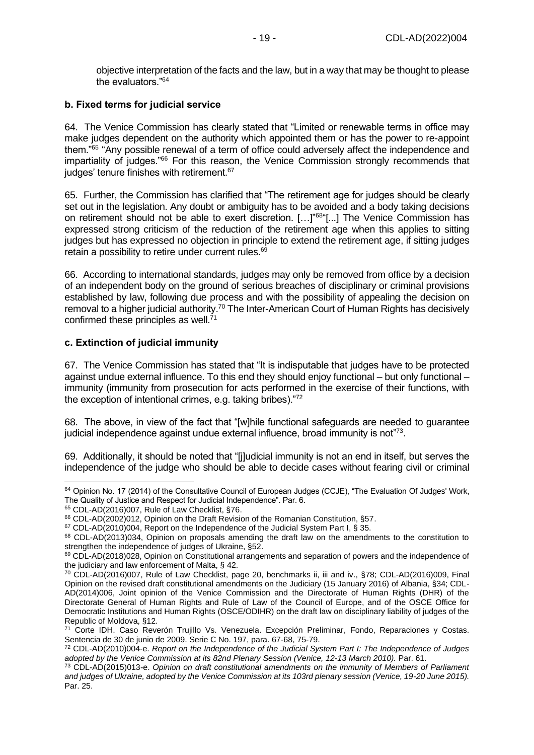objective interpretation of the facts and the law, but in a way that may be thought to please the evaluators."[64]

### b. Fixed terms for judicial service

64. The Venice Commission has clearly stated that "Limited or renewable terms in office may make judges dependent on the authority which appointed them or has the power to re-appoint them."[65] "Any possible renewal of a term of office could adversely affect the independence and impartiality of judges."[66] For this reason, the Venice Commission strongly recommends that judges' tenure finishes with retirement.[67]

65. Further, the Commission has clarified that "The retirement age for judges should be clearly set out in the legislation. Any doubt or ambiguity has to be avoided and a body taking decisions on retirement should not be able to exert discretion. […]"[68]"[...] The Venice Commission has expressed strong criticism of the reduction of the retirement age when this applies to sitting judges but has expressed no objection in principle to extend the retirement age, if sitting judges retain a possibility to retire under current rules.[69]

66. According to international standards, judges may only be removed from office by a decision of an independent body on the ground of serious breaches of disciplinary or criminal provisions established by law, following due process and with the possibility of appealing the decision on removal to a higher judicial authority.[70] The Inter-American Court of Human Rights has decisively confirmed these principles as well.[71]

### c. Extinction of judicial immunity

67. The Venice Commission has stated that "It is indisputable that judges have to be protected against undue external influence. To this end they should enjoy functional – but only functional – immunity (immunity from prosecution for acts performed in the exercise of their functions, with the exception of intentional crimes, e.g. taking bribes)."[72]

68. The above, in view of the fact that "[w]hile functional safeguards are needed to guarantee judicial independence against undue external influence, broad immunity is not"[73].

69. Additionally, it should be noted that "[j]udicial immunity is not an end in itself, but serves the independence of the judge who should be able to decide cases without fearing civil or criminal

---

[64] Opinion No. 17 (2014) of the Consultative Council of European Judges (CCJE), "The Evaluation Of Judges' Work, The Quality of Justice and Respect for Judicial Independence". Par. 6.

[65] CDL-AD(2016)007, Rule of Law Checklist, §76.

[66] CDL-AD(2002)012, Opinion on the Draft Revision of the Romanian Constitution, §57.

[67] CDL-AD(2010)004, Report on the Independence of the Judicial System Part I, § 35.

[68] CDL-AD(2013)034, Opinion on proposals amending the draft law on the amendments to the constitution to strengthen the independence of judges of Ukraine, §52.

[69] CDL-AD(2018)028, Opinion on Constitutional arrangements and separation of powers and the independence of the judiciary and law enforcement of Malta, § 42.

[70] CDL-AD(2016)007, Rule of Law Checklist, page 20, benchmarks ii, iii and iv., §78; CDL-AD(2016)009, Final Opinion on the revised draft constitutional amendments on the Judiciary (15 January 2016) of Albania, §34; CDL-AD(2014)006, Joint opinion of the Venice Commission and the Directorate of Human Rights (DHR) of the Directorate General of Human Rights and Rule of Law of the Council of Europe, and of the OSCE Office for Democratic Institutions and Human Rights (OSCE/ODIHR) on the draft law on disciplinary liability of judges of the Republic of Moldova, §12.

[71] Corte IDH. Caso Reverón Trujillo Vs. Venezuela. Excepción Preliminar, Fondo, Reparaciones y Costas. Sentencia de 30 de junio de 2009. Serie C No. 197, para. 67-68, 75-79.

[72] CDL-AD(2010)004-e. *Report on the Independence of the Judicial System Part I: The Independence of Judges adopted by the Venice Commission at its 82nd Plenary Session (Venice, 12-13 March 2010).* Par. 61.

[73] CDL-AD(2015)013-e. *Opinion on draft constitutional amendments on the immunity of Members of Parliament and judges of Ukraine, adopted by the Venice Commission at its 103rd plenary session (Venice, 19-20 June 2015).* Par. 25.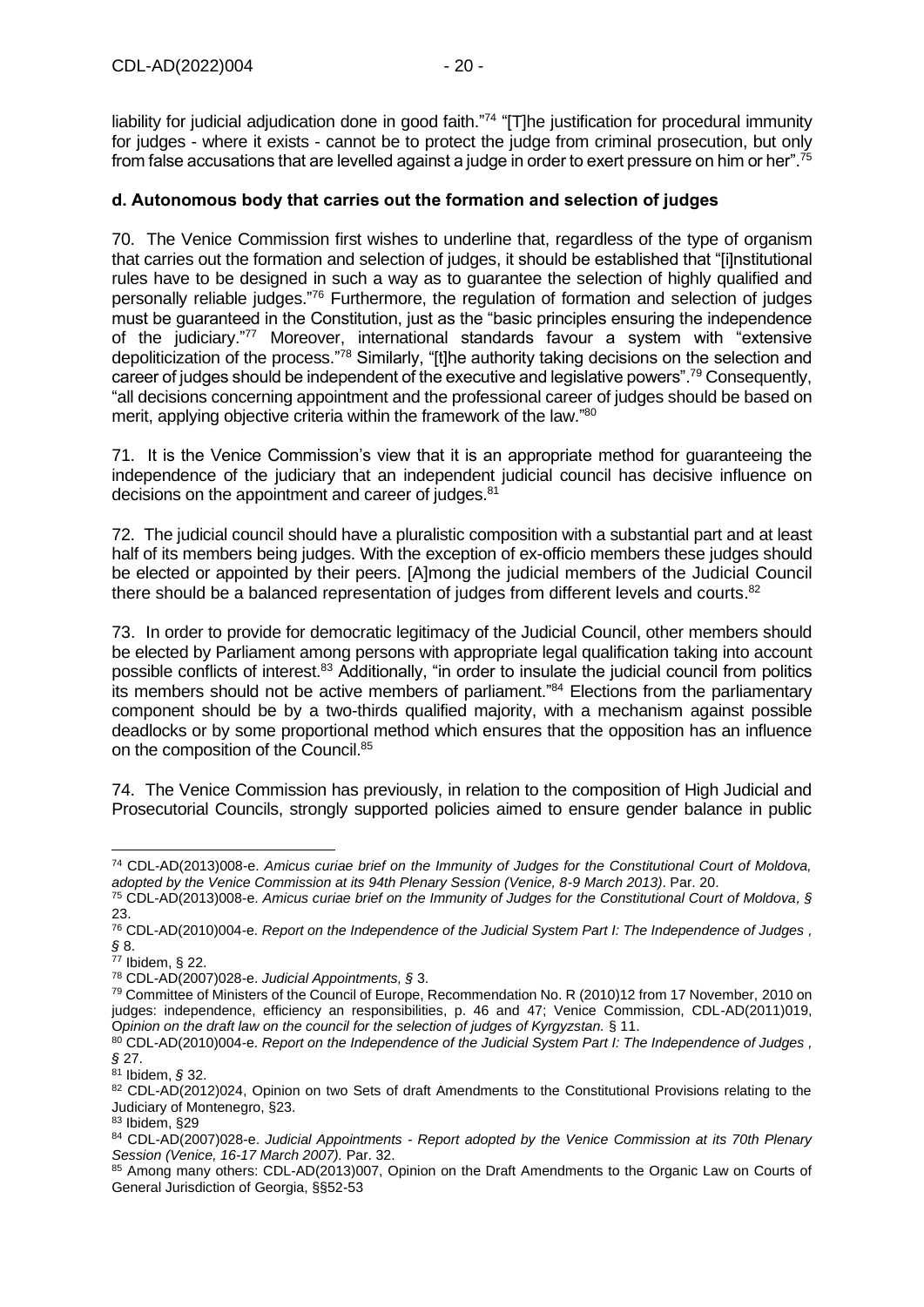liability for judicial adjudication done in good faith."[74] "[T]he justification for procedural immunity for judges - where it exists - cannot be to protect the judge from criminal prosecution, but only from false accusations that are levelled against a judge in order to exert pressure on him or her".[75]

### d. Autonomous body that carries out the formation and selection of judges

70. The Venice Commission first wishes to underline that, regardless of the type of organism that carries out the formation and selection of judges, it should be established that "[i]nstitutional rules have to be designed in such a way as to guarantee the selection of highly qualified and personally reliable judges."[76] Furthermore, the regulation of formation and selection of judges must be guaranteed in the Constitution, just as the "basic principles ensuring the independence of the judiciary."[77] Moreover, international standards favour a system with "extensive depoliticization of the process."[78] Similarly, "[t]he authority taking decisions on the selection and career of judges should be independent of the executive and legislative powers".[79] Consequently, "all decisions concerning appointment and the professional career of judges should be based on merit, applying objective criteria within the framework of the law."[80]

71. It is the Venice Commission's view that it is an appropriate method for guaranteeing the independence of the judiciary that an independent judicial council has decisive influence on decisions on the appointment and career of judges.[81]

72. The judicial council should have a pluralistic composition with a substantial part and at least half of its members being judges. With the exception of ex-officio members these judges should be elected or appointed by their peers. [A]mong the judicial members of the Judicial Council there should be a balanced representation of judges from different levels and courts.[82]

73. In order to provide for democratic legitimacy of the Judicial Council, other members should be elected by Parliament among persons with appropriate legal qualification taking into account possible conflicts of interest.[83] Additionally, "in order to insulate the judicial council from politics its members should not be active members of parliament."[84] Elections from the parliamentary component should be by a two-thirds qualified majority, with a mechanism against possible deadlocks or by some proportional method which ensures that the opposition has an influence on the composition of the Council.[85]

74. The Venice Commission has previously, in relation to the composition of High Judicial and Prosecutorial Councils, strongly supported policies aimed to ensure gender balance in public

---

[74] CDL-AD(2013)008-e. *Amicus curiae brief on the Immunity of Judges for the Constitutional Court of Moldova, adopted by the Venice Commission at its 94th Plenary Session (Venice, 8-9 March 2013)*. Par. 20.

[75] CDL-AD(2013)008-e. *Amicus curiae brief on the Immunity of Judges for the Constitutional Court of Moldova, §* 23.

[76] CDL-AD(2010)004-e. *Report on the Independence of the Judicial System Part I: The Independence of Judges , §* 8.

[77] Ibidem, § 22.

[78] CDL-AD(2007)028-e. *Judicial Appointments, §* 3.

[79] Committee of Ministers of the Council of Europe, Recommendation No. R (2010)12 from 17 November, 2010 on judges: independence, efficiency an responsibilities, p. 46 and 47; Venice Commission, CDL-AD(2011)019, *Opinion on the draft law on the council for the selection of judges of Kyrgyzstan.* § 11.

[80] CDL-AD(2010)004-e. *Report on the Independence of the Judicial System Part I: The Independence of Judges , §* 27.

[81] Ibidem, *§* 32.

[82] CDL-AD(2012)024, Opinion on two Sets of draft Amendments to the Constitutional Provisions relating to the Judiciary of Montenegro, §23.

[83] Ibidem, §29

[84] CDL-AD(2007)028-e. *Judicial Appointments - Report adopted by the Venice Commission at its 70th Plenary Session (Venice, 16-17 March 2007).* Par. 32.

[85] Among many others: CDL-AD(2013)007, Opinion on the Draft Amendments to the Organic Law on Courts of General Jurisdiction of Georgia, §§52-53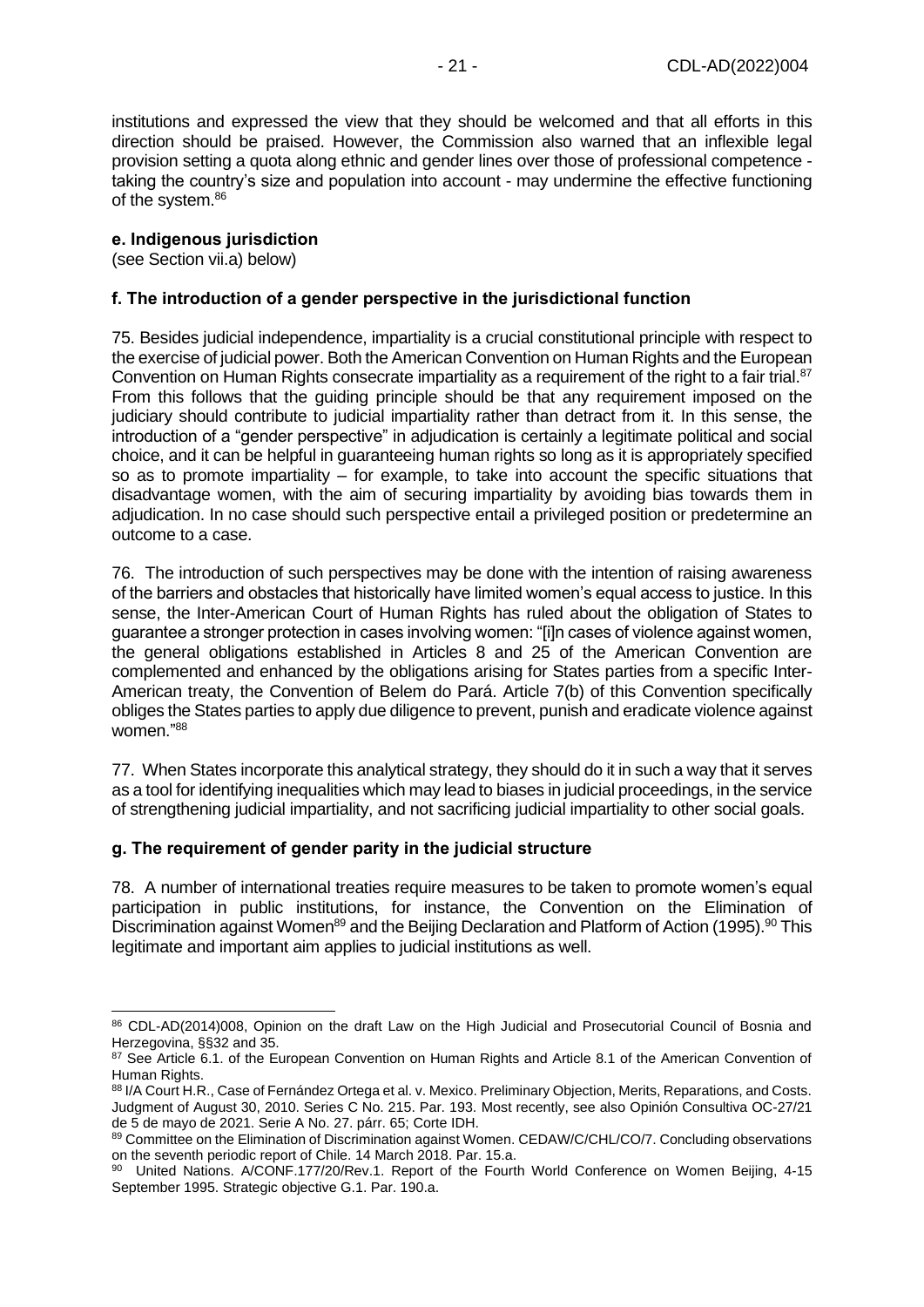institutions and expressed the view that they should be welcomed and that all efforts in this direction should be praised. However, the Commission also warned that an inflexible legal provision setting a quota along ethnic and gender lines over those of professional competence - taking the country's size and population into account - may undermine the effective functioning of the system.[86]

**e. Indigenous jurisdiction**

(see Section vii.a) below)

**f. The introduction of a gender perspective in the jurisdictional function**

75. Besides judicial independence, impartiality is a crucial constitutional principle with respect to the exercise of judicial power. Both the American Convention on Human Rights and the European Convention on Human Rights consecrate impartiality as a requirement of the right to a fair trial.[87] From this follows that the guiding principle should be that any requirement imposed on the judiciary should contribute to judicial impartiality rather than detract from it. In this sense, the introduction of a "gender perspective" in adjudication is certainly a legitimate political and social choice, and it can be helpful in guaranteeing human rights so long as it is appropriately specified so as to promote impartiality – for example, to take into account the specific situations that disadvantage women, with the aim of securing impartiality by avoiding bias towards them in adjudication. In no case should such perspective entail a privileged position or predetermine an outcome to a case.

76. The introduction of such perspectives may be done with the intention of raising awareness of the barriers and obstacles that historically have limited women's equal access to justice. In this sense, the Inter-American Court of Human Rights has ruled about the obligation of States to guarantee a stronger protection in cases involving women: "[i]n cases of violence against women, the general obligations established in Articles 8 and 25 of the American Convention are complemented and enhanced by the obligations arising for States parties from a specific Inter-American treaty, the Convention of Belem do Pará. Article 7(b) of this Convention specifically obliges the States parties to apply due diligence to prevent, punish and eradicate violence against women."[88]

77. When States incorporate this analytical strategy, they should do it in such a way that it serves as a tool for identifying inequalities which may lead to biases in judicial proceedings, in the service of strengthening judicial impartiality, and not sacrificing judicial impartiality to other social goals.

**g. The requirement of gender parity in the judicial structure**

78. A number of international treaties require measures to be taken to promote women's equal participation in public institutions, for instance, the Convention on the Elimination of Discrimination against Women[89] and the Beijing Declaration and Platform of Action (1995).[90] This legitimate and important aim applies to judicial institutions as well.

---

[86] CDL-AD(2014)008, Opinion on the draft Law on the High Judicial and Prosecutorial Council of Bosnia and Herzegovina, §§32 and 35.

[87] See Article 6.1. of the European Convention on Human Rights and Article 8.1 of the American Convention of Human Rights.

[88] I/A Court H.R., Case of Fernández Ortega et al. v. Mexico. Preliminary Objection, Merits, Reparations, and Costs. Judgment of August 30, 2010. Series C No. 215. Par. 193. Most recently, see also Opinión Consultiva OC-27/21 de 5 de mayo de 2021. Serie A No. 27. párr. 65; Corte IDH.

[89] Committee on the Elimination of Discrimination against Women. CEDAW/C/CHL/CO/7. Concluding observations on the seventh periodic report of Chile. 14 March 2018. Par. 15.a.

[90] United Nations. A/CONF.177/20/Rev.1. Report of the Fourth World Conference on Women Beijing, 4-15 September 1995. Strategic objective G.1. Par. 190.a.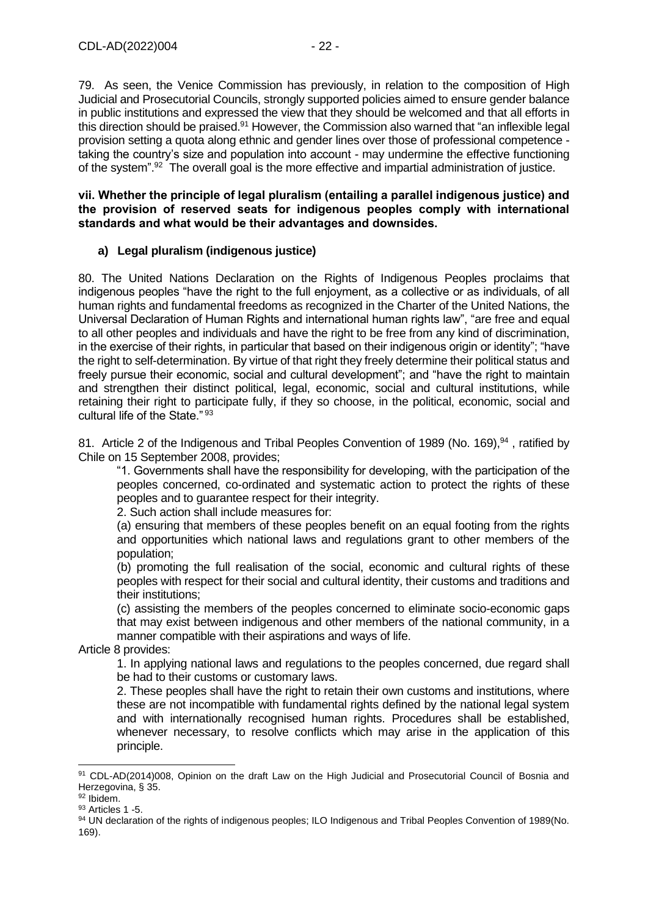79. As seen, the Venice Commission has previously, in relation to the composition of High Judicial and Prosecutorial Councils, strongly supported policies aimed to ensure gender balance in public institutions and expressed the view that they should be welcomed and that all efforts in this direction should be praised.[91] However, the Commission also warned that "an inflexible legal provision setting a quota along ethnic and gender lines over those of professional competence - taking the country's size and population into account - may undermine the effective functioning of the system".[92] The overall goal is the more effective and impartial administration of justice.

### vii. Whether the principle of legal pluralism (entailing a parallel indigenous justice) and the provision of reserved seats for indigenous peoples comply with international standards and what would be their advantages and downsides.

#### a) Legal pluralism (indigenous justice)

80. The United Nations Declaration on the Rights of Indigenous Peoples proclaims that indigenous peoples "have the right to the full enjoyment, as a collective or as individuals, of all human rights and fundamental freedoms as recognized in the Charter of the United Nations, the Universal Declaration of Human Rights and international human rights law", "are free and equal to all other peoples and individuals and have the right to be free from any kind of discrimination, in the exercise of their rights, in particular that based on their indigenous origin or identity"; "have the right to self-determination. By virtue of that right they freely determine their political status and freely pursue their economic, social and cultural development"; and "have the right to maintain and strengthen their distinct political, legal, economic, social and cultural institutions, while retaining their right to participate fully, if they so choose, in the political, economic, social and cultural life of the State." [93]

81. Article 2 of the Indigenous and Tribal Peoples Convention of 1989 (No. 169),[94] , ratified by Chile on 15 September 2008, provides;

> "1. Governments shall have the responsibility for developing, with the participation of the peoples concerned, co-ordinated and systematic action to protect the rights of these peoples and to guarantee respect for their integrity.
>
> 2. Such action shall include measures for:
>
> (a) ensuring that members of these peoples benefit on an equal footing from the rights and opportunities which national laws and regulations grant to other members of the population;
>
> (b) promoting the full realisation of the social, economic and cultural rights of these peoples with respect for their social and cultural identity, their customs and traditions and their institutions;
>
> (c) assisting the members of the peoples concerned to eliminate socio-economic gaps that may exist between indigenous and other members of the national community, in a manner compatible with their aspirations and ways of life.

Article 8 provides:

> 1. In applying national laws and regulations to the peoples concerned, due regard shall be had to their customs or customary laws.
>
> 2. These peoples shall have the right to retain their own customs and institutions, where these are not incompatible with fundamental rights defined by the national legal system and with internationally recognised human rights. Procedures shall be established, whenever necessary, to resolve conflicts which may arise in the application of this principle.

---

[91] CDL-AD(2014)008, Opinion on the draft Law on the High Judicial and Prosecutorial Council of Bosnia and Herzegovina, § 35.

[92] Ibidem.

[93] Articles 1 -5.

[94] UN declaration of the rights of indigenous peoples; ILO Indigenous and Tribal Peoples Convention of 1989(No. 169).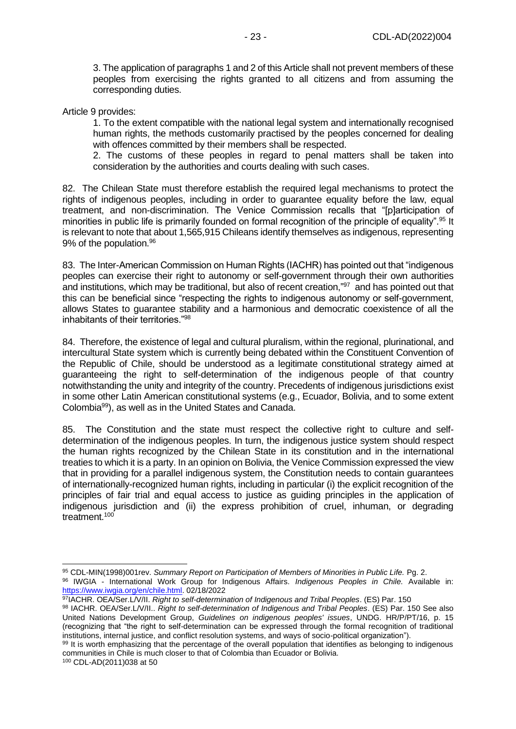> 3. The application of paragraphs 1 and 2 of this Article shall not prevent members of these peoples from exercising the rights granted to all citizens and from assuming the corresponding duties.

Article 9 provides:

> 1. To the extent compatible with the national legal system and internationally recognised human rights, the methods customarily practised by the peoples concerned for dealing with offences committed by their members shall be respected.
>
> 2. The customs of these peoples in regard to penal matters shall be taken into consideration by the authorities and courts dealing with such cases.

82. The Chilean State must therefore establish the required legal mechanisms to protect the rights of indigenous peoples, including in order to guarantee equality before the law, equal treatment, and non-discrimination. The Venice Commission recalls that "[p]articipation of minorities in public life is primarily founded on formal recognition of the principle of equality".[95] It is relevant to note that about 1,565,915 Chileans identify themselves as indigenous, representing 9% of the population.[96]

83. The Inter-American Commission on Human Rights (IACHR) has pointed out that "indigenous peoples can exercise their right to autonomy or self-government through their own authorities and institutions, which may be traditional, but also of recent creation,"[97] and has pointed out that this can be beneficial since "respecting the rights to indigenous autonomy or self-government, allows States to guarantee stability and a harmonious and democratic coexistence of all the inhabitants of their territories."[98]

84. Therefore, the existence of legal and cultural pluralism, within the regional, plurinational, and intercultural State system which is currently being debated within the Constituent Convention of the Republic of Chile, should be understood as a legitimate constitutional strategy aimed at guaranteeing the right to self-determination of the indigenous people of that country notwithstanding the unity and integrity of the country. Precedents of indigenous jurisdictions exist in some other Latin American constitutional systems (e.g., Ecuador, Bolivia, and to some extent Colombia[99]), as well as in the United States and Canada.

85. The Constitution and the state must respect the collective right to culture and self-determination of the indigenous peoples. In turn, the indigenous justice system should respect the human rights recognized by the Chilean State in its constitution and in the international treaties to which it is a party. In an opinion on Bolivia, the Venice Commission expressed the view that in providing for a parallel indigenous system, the Constitution needs to contain guarantees of internationally-recognized human rights, including in particular (i) the explicit recognition of the principles of fair trial and equal access to justice as guiding principles in the application of indigenous jurisdiction and (ii) the express prohibition of cruel, inhuman, or degrading treatment.[100]

---

[95] CDL-MIN(1998)001rev. *Summary Report on Participation of Members of Minorities in Public Life.* Pg. 2.

[96] IWGIA - International Work Group for Indigenous Affairs. *Indigenous Peoples in Chile.* Available in: https://www.iwgia.org/en/chile.html. 02/18/2022

[97] IACHR. OEA/Ser.L/V/II. *Right to self-determination of Indigenous and Tribal Peoples*. (ES) Par. 150

[98] IACHR. OEA/Ser.L/V/II.. *Right to self-determination of Indigenous and Tribal Peoples*. (ES) Par. 150 See also United Nations Development Group, *Guidelines on indigenous peoples' issues*, UNDG. HR/P/PT/16, p. 15 (recognizing that "the right to self-determination can be expressed through the formal recognition of traditional institutions, internal justice, and conflict resolution systems, and ways of socio-political organization").

[99] It is worth emphasizing that the percentage of the overall population that identifies as belonging to indigenous communities in Chile is much closer to that of Colombia than Ecuador or Bolivia.

[100] CDL-AD(2011)038 at 50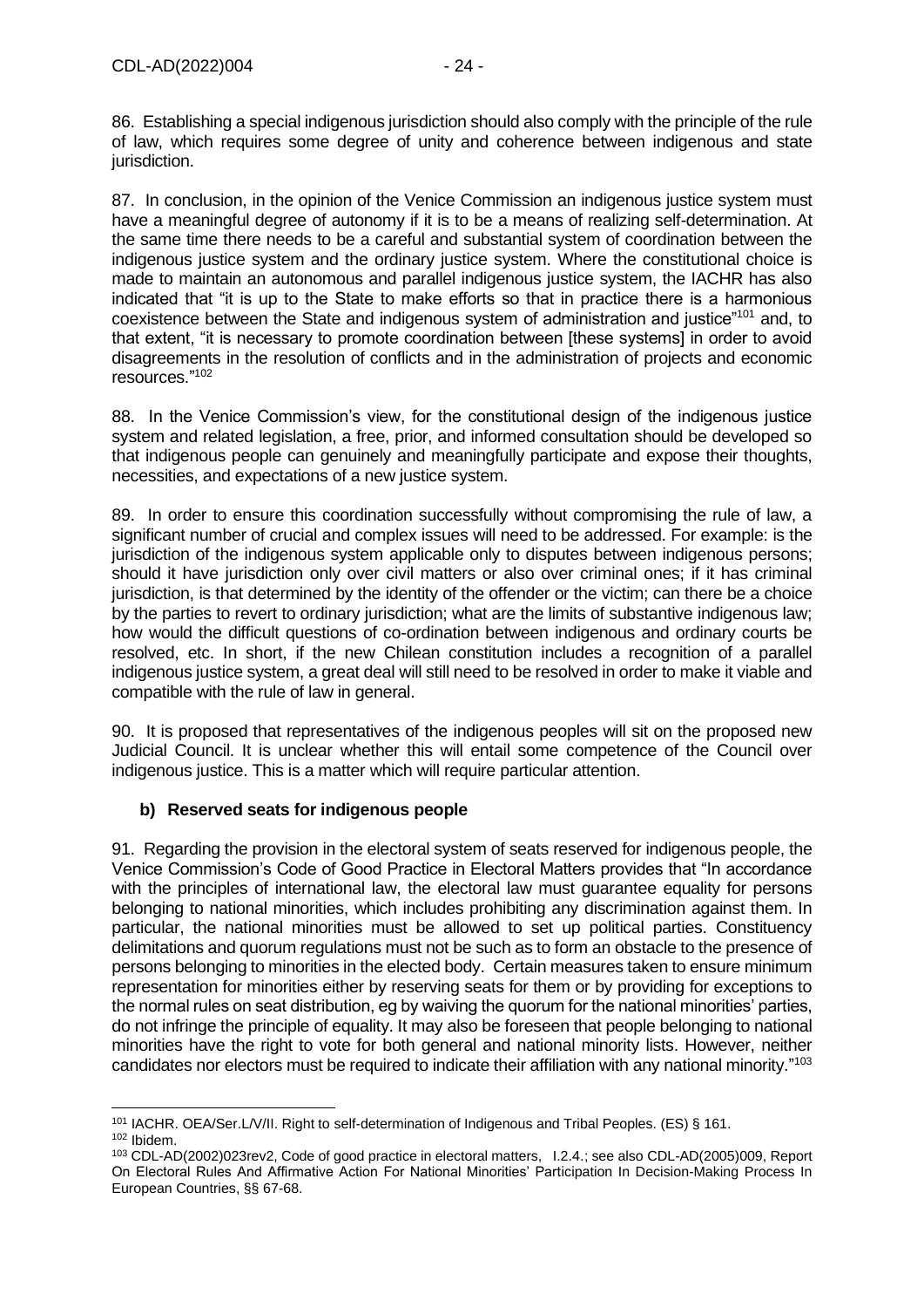86. Establishing a special indigenous jurisdiction should also comply with the principle of the rule of law, which requires some degree of unity and coherence between indigenous and state jurisdiction.

87. In conclusion, in the opinion of the Venice Commission an indigenous justice system must have a meaningful degree of autonomy if it is to be a means of realizing self-determination. At the same time there needs to be a careful and substantial system of coordination between the indigenous justice system and the ordinary justice system. Where the constitutional choice is made to maintain an autonomous and parallel indigenous justice system, the IACHR has also indicated that "it is up to the State to make efforts so that in practice there is a harmonious coexistence between the State and indigenous system of administration and justice"[101] and, to that extent, "it is necessary to promote coordination between [these systems] in order to avoid disagreements in the resolution of conflicts and in the administration of projects and economic resources."[102]

88. In the Venice Commission's view, for the constitutional design of the indigenous justice system and related legislation, a free, prior, and informed consultation should be developed so that indigenous people can genuinely and meaningfully participate and expose their thoughts, necessities, and expectations of a new justice system.

89. In order to ensure this coordination successfully without compromising the rule of law, a significant number of crucial and complex issues will need to be addressed. For example: is the jurisdiction of the indigenous system applicable only to disputes between indigenous persons; should it have jurisdiction only over civil matters or also over criminal ones; if it has criminal jurisdiction, is that determined by the identity of the offender or the victim; can there be a choice by the parties to revert to ordinary jurisdiction; what are the limits of substantive indigenous law; how would the difficult questions of co-ordination between indigenous and ordinary courts be resolved, etc. In short, if the new Chilean constitution includes a recognition of a parallel indigenous justice system, a great deal will still need to be resolved in order to make it viable and compatible with the rule of law in general.

90. It is proposed that representatives of the indigenous peoples will sit on the proposed new Judicial Council. It is unclear whether this will entail some competence of the Council over indigenous justice. This is a matter which will require particular attention.

### b) Reserved seats for indigenous people

91. Regarding the provision in the electoral system of seats reserved for indigenous people, the Venice Commission's Code of Good Practice in Electoral Matters provides that "In accordance with the principles of international law, the electoral law must guarantee equality for persons belonging to national minorities, which includes prohibiting any discrimination against them. In particular, the national minorities must be allowed to set up political parties. Constituency delimitations and quorum regulations must not be such as to form an obstacle to the presence of persons belonging to minorities in the elected body. Certain measures taken to ensure minimum representation for minorities either by reserving seats for them or by providing for exceptions to the normal rules on seat distribution, eg by waiving the quorum for the national minorities' parties, do not infringe the principle of equality. It may also be foreseen that people belonging to national minorities have the right to vote for both general and national minority lists. However, neither candidates nor electors must be required to indicate their affiliation with any national minority."[103]

---

[101] IACHR. OEA/Ser.L/V/II. Right to self-determination of Indigenous and Tribal Peoples. (ES) § 161.

[102] Ibidem.

[103] CDL-AD(2002)023rev2, Code of good practice in electoral matters, I.2.4.; see also CDL-AD(2005)009, Report On Electoral Rules And Affirmative Action For National Minorities' Participation In Decision-Making Process In European Countries, §§ 67-68.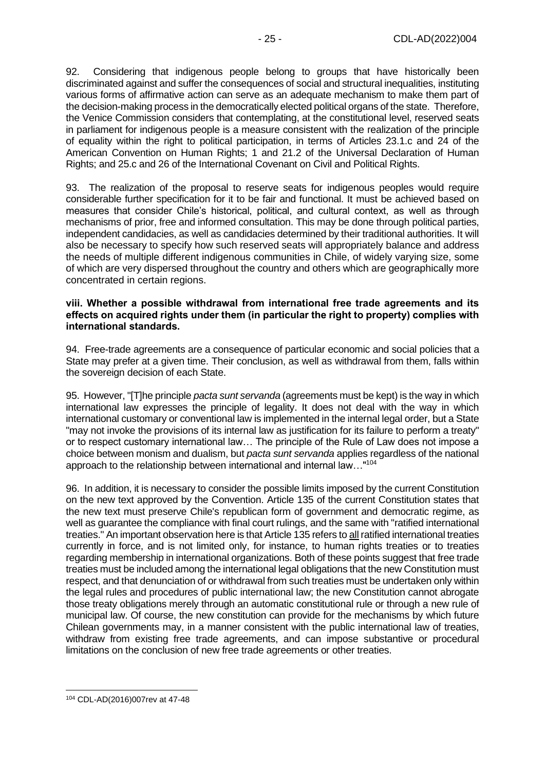92. Considering that indigenous people belong to groups that have historically been discriminated against and suffer the consequences of social and structural inequalities, instituting various forms of affirmative action can serve as an adequate mechanism to make them part of the decision-making process in the democratically elected political organs of the state. Therefore, the Venice Commission considers that contemplating, at the constitutional level, reserved seats in parliament for indigenous people is a measure consistent with the realization of the principle of equality within the right to political participation, in terms of Articles 23.1.c and 24 of the American Convention on Human Rights; 1 and 21.2 of the Universal Declaration of Human Rights; and 25.c and 26 of the International Covenant on Civil and Political Rights.

93. The realization of the proposal to reserve seats for indigenous peoples would require considerable further specification for it to be fair and functional. It must be achieved based on measures that consider Chile's historical, political, and cultural context, as well as through mechanisms of prior, free and informed consultation. This may be done through political parties, independent candidacies, as well as candidacies determined by their traditional authorities. It will also be necessary to specify how such reserved seats will appropriately balance and address the needs of multiple different indigenous communities in Chile, of widely varying size, some of which are very dispersed throughout the country and others which are geographically more concentrated in certain regions.

**viii. Whether a possible withdrawal from international free trade agreements and its effects on acquired rights under them (in particular the right to property) complies with international standards.**

94. Free-trade agreements are a consequence of particular economic and social policies that a State may prefer at a given time. Their conclusion, as well as withdrawal from them, falls within the sovereign decision of each State.

95. However, "[T]he principle *pacta sunt servanda* (agreements must be kept) is the way in which international law expresses the principle of legality. It does not deal with the way in which international customary or conventional law is implemented in the internal legal order, but a State "may not invoke the provisions of its internal law as justification for its failure to perform a treaty" or to respect customary international law… The principle of the Rule of Law does not impose a choice between monism and dualism, but *pacta sunt servanda* applies regardless of the national approach to the relationship between international and internal law…"[104]

96. In addition, it is necessary to consider the possible limits imposed by the current Constitution on the new text approved by the Convention. Article 135 of the current Constitution states that the new text must preserve Chile's republican form of government and democratic regime, as well as guarantee the compliance with final court rulings, and the same with "ratified international treaties." An important observation here is that Article 135 refers to all ratified international treaties currently in force, and is not limited only, for instance, to human rights treaties or to treaties regarding membership in international organizations. Both of these points suggest that free trade treaties must be included among the international legal obligations that the new Constitution must respect, and that denunciation of or withdrawal from such treaties must be undertaken only within the legal rules and procedures of public international law; the new Constitution cannot abrogate those treaty obligations merely through an automatic constitutional rule or through a new rule of municipal law. Of course, the new constitution can provide for the mechanisms by which future Chilean governments may, in a manner consistent with the public international law of treaties, withdraw from existing free trade agreements, and can impose substantive or procedural limitations on the conclusion of new free trade agreements or other treaties.

[104] CDL-AD(2016)007rev at 47-48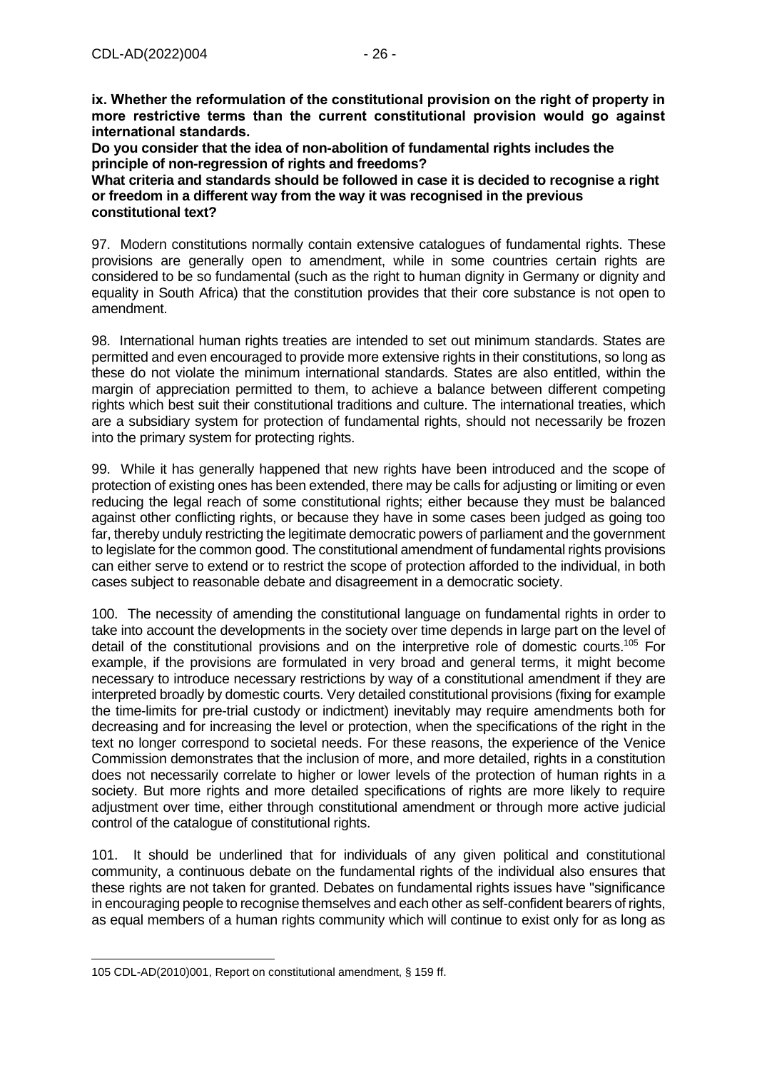**ix. Whether the reformulation of the constitutional provision on the right of property in more restrictive terms than the current constitutional provision would go against international standards.**

**Do you consider that the idea of non-abolition of fundamental rights includes the principle of non-regression of rights and freedoms?**

**What criteria and standards should be followed in case it is decided to recognise a right or freedom in a different way from the way it was recognised in the previous constitutional text?**

97. Modern constitutions normally contain extensive catalogues of fundamental rights. These provisions are generally open to amendment, while in some countries certain rights are considered to be so fundamental (such as the right to human dignity in Germany or dignity and equality in South Africa) that the constitution provides that their core substance is not open to amendment.

98. International human rights treaties are intended to set out minimum standards. States are permitted and even encouraged to provide more extensive rights in their constitutions, so long as these do not violate the minimum international standards. States are also entitled, within the margin of appreciation permitted to them, to achieve a balance between different competing rights which best suit their constitutional traditions and culture. The international treaties, which are a subsidiary system for protection of fundamental rights, should not necessarily be frozen into the primary system for protecting rights.

99. While it has generally happened that new rights have been introduced and the scope of protection of existing ones has been extended, there may be calls for adjusting or limiting or even reducing the legal reach of some constitutional rights; either because they must be balanced against other conflicting rights, or because they have in some cases been judged as going too far, thereby unduly restricting the legitimate democratic powers of parliament and the government to legislate for the common good. The constitutional amendment of fundamental rights provisions can either serve to extend or to restrict the scope of protection afforded to the individual, in both cases subject to reasonable debate and disagreement in a democratic society.

100. The necessity of amending the constitutional language on fundamental rights in order to take into account the developments in the society over time depends in large part on the level of detail of the constitutional provisions and on the interpretive role of domestic courts.[105] For example, if the provisions are formulated in very broad and general terms, it might become necessary to introduce necessary restrictions by way of a constitutional amendment if they are interpreted broadly by domestic courts. Very detailed constitutional provisions (fixing for example the time-limits for pre-trial custody or indictment) inevitably may require amendments both for decreasing and for increasing the level or protection, when the specifications of the right in the text no longer correspond to societal needs. For these reasons, the experience of the Venice Commission demonstrates that the inclusion of more, and more detailed, rights in a constitution does not necessarily correlate to higher or lower levels of the protection of human rights in a society. But more rights and more detailed specifications of rights are more likely to require adjustment over time, either through constitutional amendment or through more active judicial control of the catalogue of constitutional rights.

101. It should be underlined that for individuals of any given political and constitutional community, a continuous debate on the fundamental rights of the individual also ensures that these rights are not taken for granted. Debates on fundamental rights issues have "significance in encouraging people to recognise themselves and each other as self-confident bearers of rights, as equal members of a human rights community which will continue to exist only for as long as

---

105 CDL-AD(2010)001, Report on constitutional amendment, § 159 ff.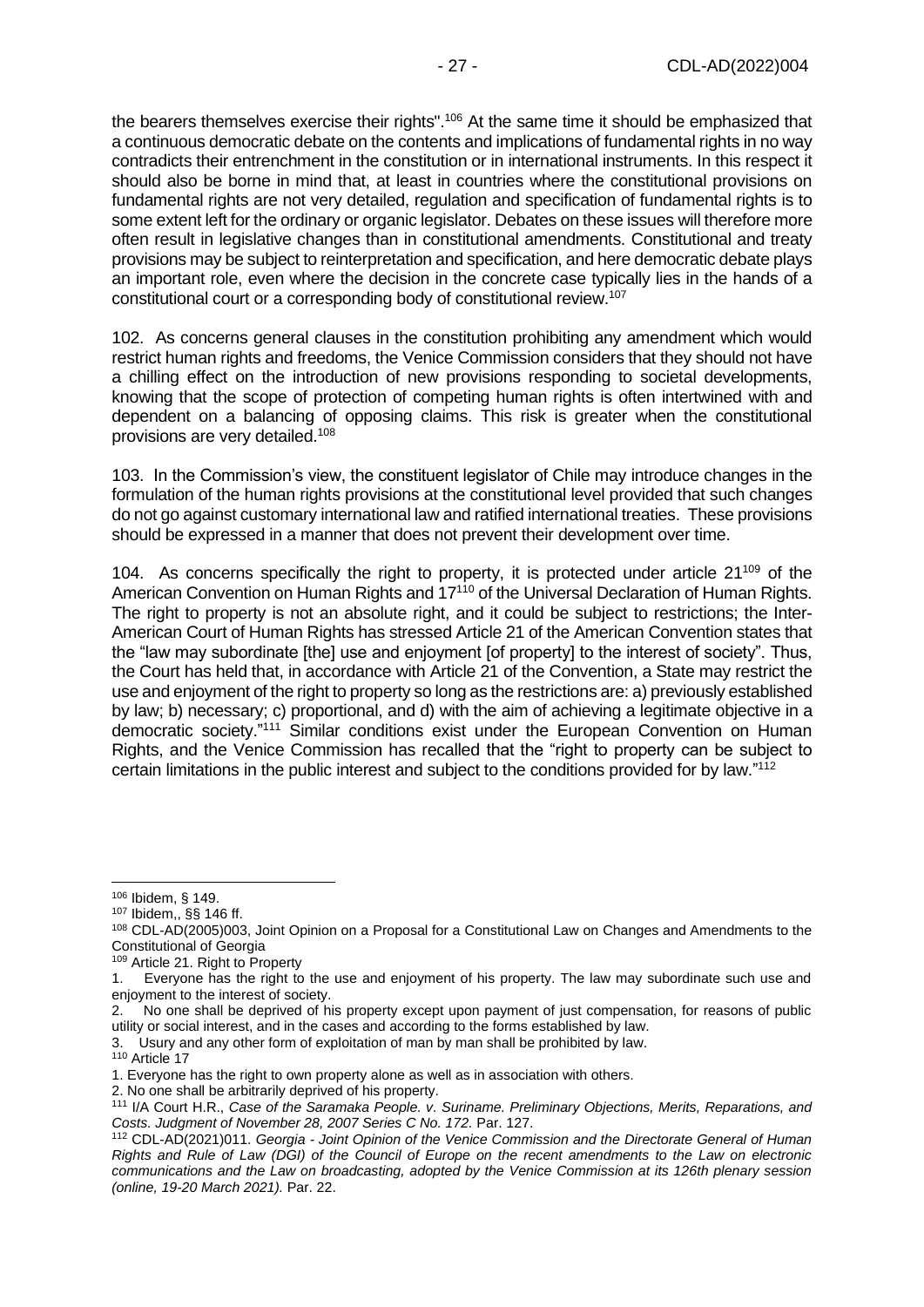the bearers themselves exercise their rights".[106] At the same time it should be emphasized that a continuous democratic debate on the contents and implications of fundamental rights in no way contradicts their entrenchment in the constitution or in international instruments. In this respect it should also be borne in mind that, at least in countries where the constitutional provisions on fundamental rights are not very detailed, regulation and specification of fundamental rights is to some extent left for the ordinary or organic legislator. Debates on these issues will therefore more often result in legislative changes than in constitutional amendments. Constitutional and treaty provisions may be subject to reinterpretation and specification, and here democratic debate plays an important role, even where the decision in the concrete case typically lies in the hands of a constitutional court or a corresponding body of constitutional review.[107]

102. As concerns general clauses in the constitution prohibiting any amendment which would restrict human rights and freedoms, the Venice Commission considers that they should not have a chilling effect on the introduction of new provisions responding to societal developments, knowing that the scope of protection of competing human rights is often intertwined with and dependent on a balancing of opposing claims. This risk is greater when the constitutional provisions are very detailed.[108]

103. In the Commission's view, the constituent legislator of Chile may introduce changes in the formulation of the human rights provisions at the constitutional level provided that such changes do not go against customary international law and ratified international treaties. These provisions should be expressed in a manner that does not prevent their development over time.

104. As concerns specifically the right to property, it is protected under article 21[109] of the American Convention on Human Rights and 17[110] of the Universal Declaration of Human Rights. The right to property is not an absolute right, and it could be subject to restrictions; the Inter-American Court of Human Rights has stressed Article 21 of the American Convention states that the "law may subordinate [the] use and enjoyment [of property] to the interest of society". Thus, the Court has held that, in accordance with Article 21 of the Convention, a State may restrict the use and enjoyment of the right to property so long as the restrictions are: a) previously established by law; b) necessary; c) proportional, and d) with the aim of achieving a legitimate objective in a democratic society."[111] Similar conditions exist under the European Convention on Human Rights, and the Venice Commission has recalled that the "right to property can be subject to certain limitations in the public interest and subject to the conditions provided for by law."[112]

---

[106] Ibidem, § 149.

[107] Ibidem,, §§ 146 ff.

[108] CDL-AD(2005)003, Joint Opinion on a Proposal for a Constitutional Law on Changes and Amendments to the Constitutional of Georgia

[109] Article 21. Right to Property

1. Everyone has the right to the use and enjoyment of his property. The law may subordinate such use and enjoyment to the interest of society.
2. No one shall be deprived of his property except upon payment of just compensation, for reasons of public utility or social interest, and in the cases and according to the forms established by law.
3. Usury and any other form of exploitation of man by man shall be prohibited by law.

[110] Article 17

1. Everyone has the right to own property alone as well as in association with others.
2. No one shall be arbitrarily deprived of his property.

[111] I/A Court H.R., *Case of the Saramaka People. v. Suriname. Preliminary Objections, Merits, Reparations, and Costs. Judgment of November 28, 2007 Series C No. 172.* Par. 127.

[112] CDL-AD(2021)011. *Georgia - Joint Opinion of the Venice Commission and the Directorate General of Human Rights and Rule of Law (DGI) of the Council of Europe on the recent amendments to the Law on electronic communications and the Law on broadcasting, adopted by the Venice Commission at its 126th plenary session (online, 19-20 March 2021).* Par. 22.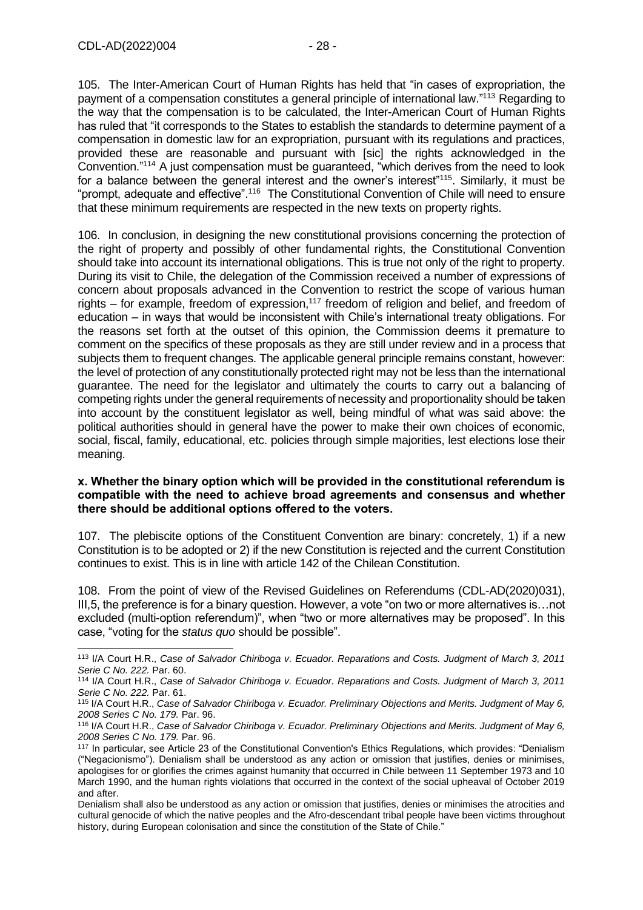105. The Inter-American Court of Human Rights has held that "in cases of expropriation, the payment of a compensation constitutes a general principle of international law."[113] Regarding to the way that the compensation is to be calculated, the Inter-American Court of Human Rights has ruled that "it corresponds to the States to establish the standards to determine payment of a compensation in domestic law for an expropriation, pursuant with its regulations and practices, provided these are reasonable and pursuant with [sic] the rights acknowledged in the Convention."[114] A just compensation must be guaranteed, "which derives from the need to look for a balance between the general interest and the owner's interest"[115]. Similarly, it must be "prompt, adequate and effective".[116] The Constitutional Convention of Chile will need to ensure that these minimum requirements are respected in the new texts on property rights.

106. In conclusion, in designing the new constitutional provisions concerning the protection of the right of property and possibly of other fundamental rights, the Constitutional Convention should take into account its international obligations. This is true not only of the right to property. During its visit to Chile, the delegation of the Commission received a number of expressions of concern about proposals advanced in the Convention to restrict the scope of various human rights – for example, freedom of expression,[117] freedom of religion and belief, and freedom of education – in ways that would be inconsistent with Chile's international treaty obligations. For the reasons set forth at the outset of this opinion, the Commission deems it premature to comment on the specifics of these proposals as they are still under review and in a process that subjects them to frequent changes. The applicable general principle remains constant, however: the level of protection of any constitutionally protected right may not be less than the international guarantee. The need for the legislator and ultimately the courts to carry out a balancing of competing rights under the general requirements of necessity and proportionality should be taken into account by the constituent legislator as well, being mindful of what was said above: the political authorities should in general have the power to make their own choices of economic, social, fiscal, family, educational, etc. policies through simple majorities, lest elections lose their meaning.

**x. Whether the binary option which will be provided in the constitutional referendum is compatible with the need to achieve broad agreements and consensus and whether there should be additional options offered to the voters.**

107. The plebiscite options of the Constituent Convention are binary: concretely, 1) if a new Constitution is to be adopted or 2) if the new Constitution is rejected and the current Constitution continues to exist. This is in line with article 142 of the Chilean Constitution.

108. From the point of view of the Revised Guidelines on Referendums (CDL-AD(2020)031), III,5, the preference is for a binary question. However, a vote "on two or more alternatives is…not excluded (multi-option referendum)", when "two or more alternatives may be proposed". In this case, "voting for the *status quo* should be possible".

---

[113] I/A Court H.R., *Case of Salvador Chiriboga v. Ecuador. Reparations and Costs. Judgment of March 3, 2011 Serie C No. 222.* Par. 60.

[114] I/A Court H.R., *Case of Salvador Chiriboga v. Ecuador. Reparations and Costs. Judgment of March 3, 2011 Serie C No. 222.* Par. 61.

[115] I/A Court H.R., *Case of Salvador Chiriboga v. Ecuador. Preliminary Objections and Merits. Judgment of May 6, 2008 Series C No. 179.* Par. 96.

[116] I/A Court H.R., *Case of Salvador Chiriboga v. Ecuador. Preliminary Objections and Merits. Judgment of May 6, 2008 Series C No. 179.* Par. 96.

[117] In particular, see Article 23 of the Constitutional Convention's Ethics Regulations, which provides: "Denialism ("Negacionismo"). Denialism shall be understood as any action or omission that justifies, denies or minimises, apologises for or glorifies the crimes against humanity that occurred in Chile between 11 September 1973 and 10 March 1990, and the human rights violations that occurred in the context of the social upheaval of October 2019 and after.

Denialism shall also be understood as any action or omission that justifies, denies or minimises the atrocities and cultural genocide of which the native peoples and the Afro-descendant tribal people have been victims throughout history, during European colonisation and since the constitution of the State of Chile."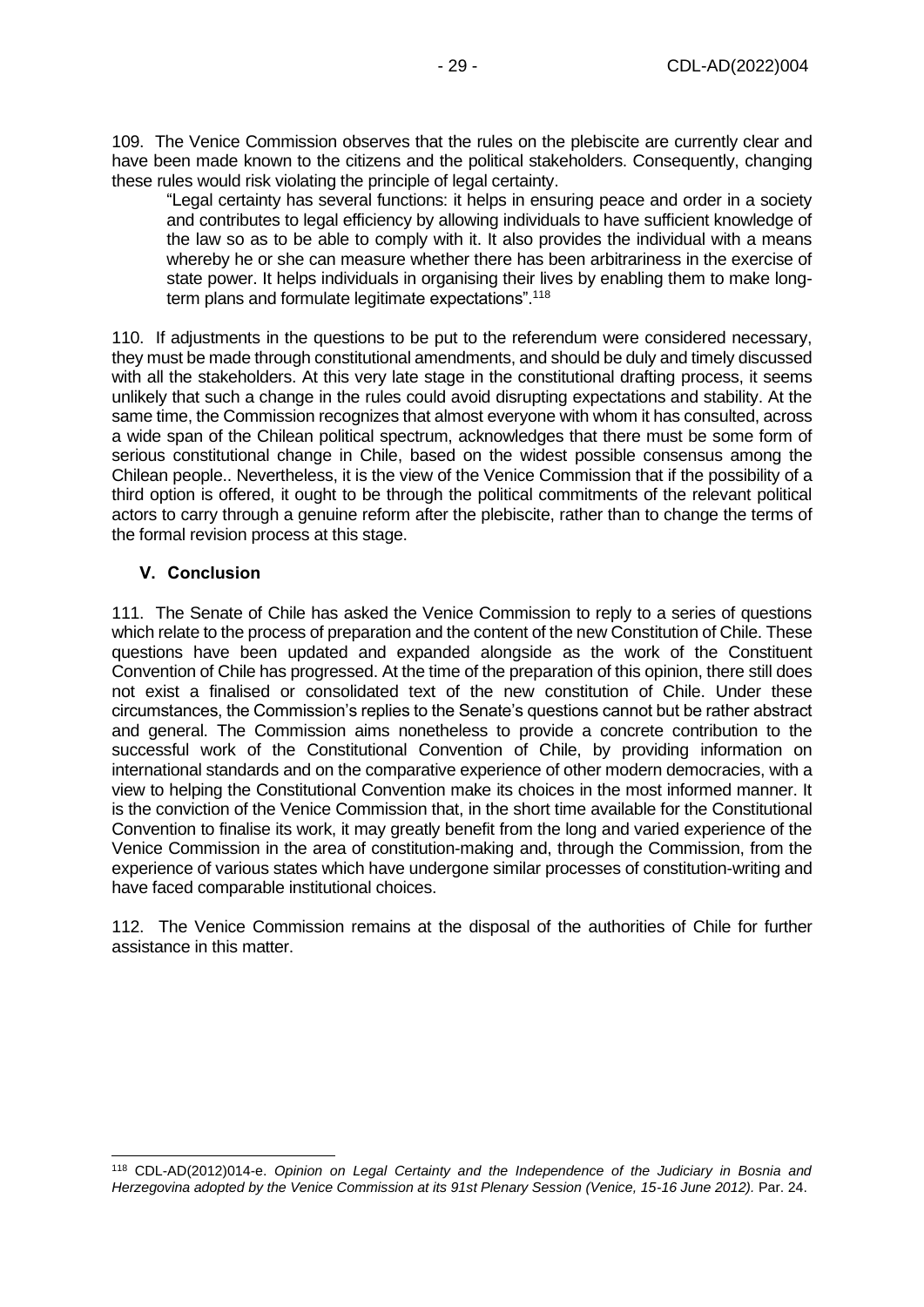109. The Venice Commission observes that the rules on the plebiscite are currently clear and have been made known to the citizens and the political stakeholders. Consequently, changing these rules would risk violating the principle of legal certainty.

> "Legal certainty has several functions: it helps in ensuring peace and order in a society and contributes to legal efficiency by allowing individuals to have sufficient knowledge of the law so as to be able to comply with it. It also provides the individual with a means whereby he or she can measure whether there has been arbitrariness in the exercise of state power. It helps individuals in organising their lives by enabling them to make long-term plans and formulate legitimate expectations".[118]

110. If adjustments in the questions to be put to the referendum were considered necessary, they must be made through constitutional amendments, and should be duly and timely discussed with all the stakeholders. At this very late stage in the constitutional drafting process, it seems unlikely that such a change in the rules could avoid disrupting expectations and stability. At the same time, the Commission recognizes that almost everyone with whom it has consulted, across a wide span of the Chilean political spectrum, acknowledges that there must be some form of serious constitutional change in Chile, based on the widest possible consensus among the Chilean people.. Nevertheless, it is the view of the Venice Commission that if the possibility of a third option is offered, it ought to be through the political commitments of the relevant political actors to carry through a genuine reform after the plebiscite, rather than to change the terms of the formal revision process at this stage.

## V. Conclusion

111. The Senate of Chile has asked the Venice Commission to reply to a series of questions which relate to the process of preparation and the content of the new Constitution of Chile. These questions have been updated and expanded alongside as the work of the Constituent Convention of Chile has progressed. At the time of the preparation of this opinion, there still does not exist a finalised or consolidated text of the new constitution of Chile. Under these circumstances, the Commission's replies to the Senate's questions cannot but be rather abstract and general. The Commission aims nonetheless to provide a concrete contribution to the successful work of the Constitutional Convention of Chile, by providing information on international standards and on the comparative experience of other modern democracies, with a view to helping the Constitutional Convention make its choices in the most informed manner. It is the conviction of the Venice Commission that, in the short time available for the Constitutional Convention to finalise its work, it may greatly benefit from the long and varied experience of the Venice Commission in the area of constitution-making and, through the Commission, from the experience of various states which have undergone similar processes of constitution-writing and have faced comparable institutional choices.

112. The Venice Commission remains at the disposal of the authorities of Chile for further assistance in this matter.

---

[118] CDL-AD(2012)014-e. *Opinion on Legal Certainty and the Independence of the Judiciary in Bosnia and Herzegovina adopted by the Venice Commission at its 91st Plenary Session (Venice, 15-16 June 2012).* Par. 24.